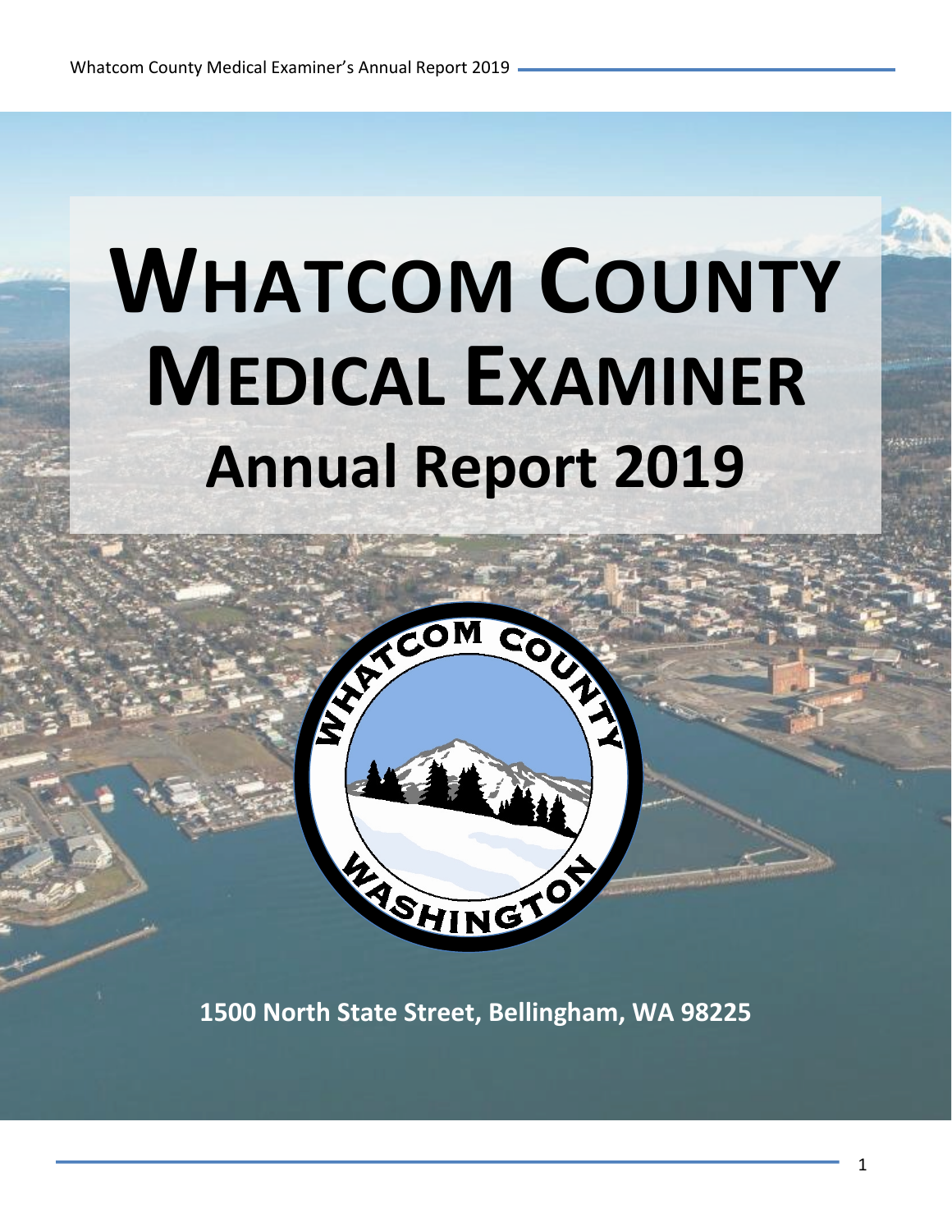# WHATCOM COUNTY MEDICAL EXAMINER

## Annual Report 2019

1500 North State Street, Bellingham, WA 98225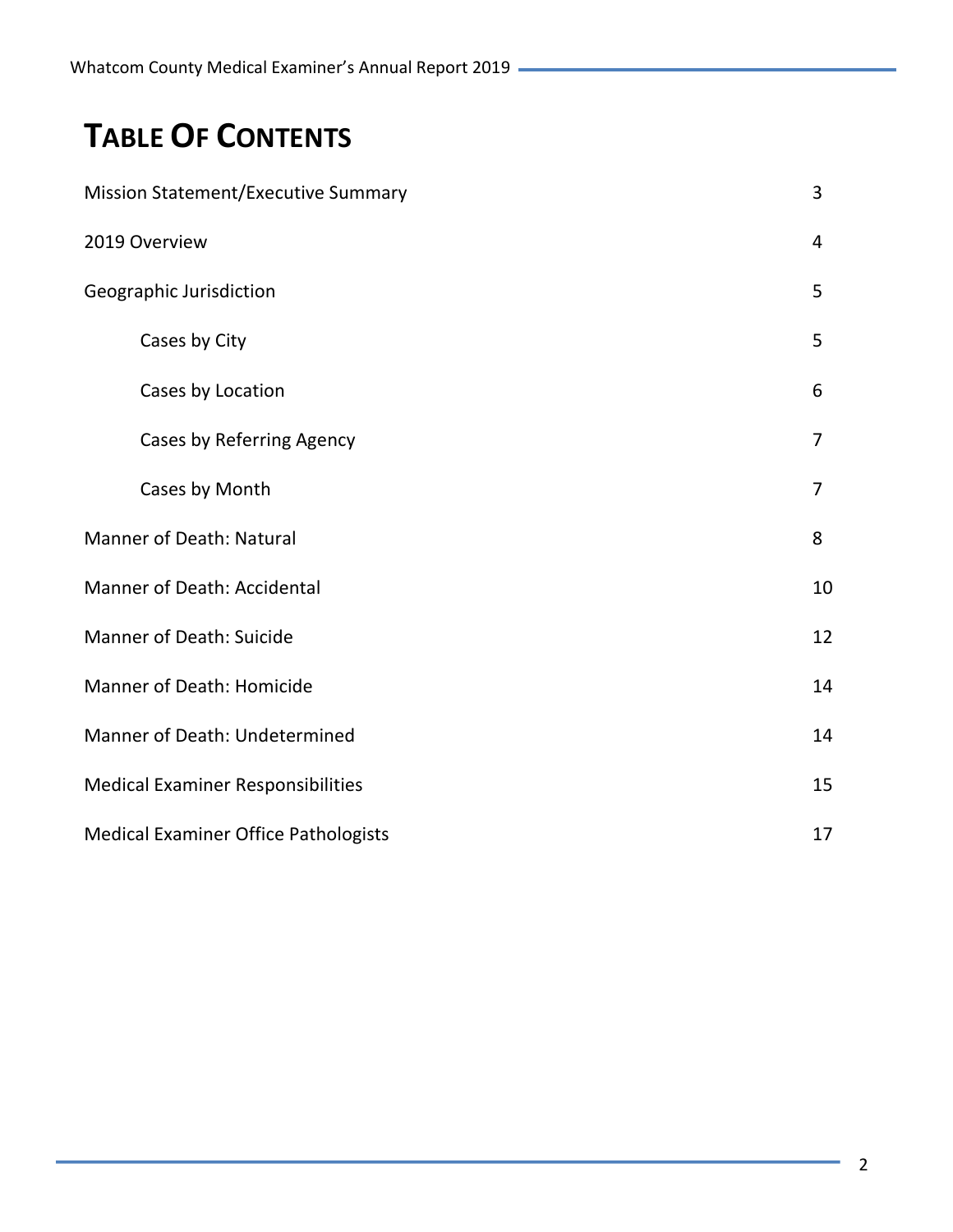# TABLE OF CONTENTS

| | |
|---|---|
| Mission Statement/Executive Summary | 3 |
| 2019 Overview | 4 |
| Geographic Jurisdiction | 5 |
| Cases by City | 5 |
| Cases by Location | 6 |
| Cases by Referring Agency | 7 |
| Cases by Month | 7 |
| Manner of Death: Natural | 8 |
| Manner of Death: Accidental | 10 |
| Manner of Death: Suicide | 12 |
| Manner of Death: Homicide | 14 |
| Manner of Death: Undetermined | 14 |
| Medical Examiner Responsibilities | 15 |
| Medical Examiner Office Pathologists | 17 |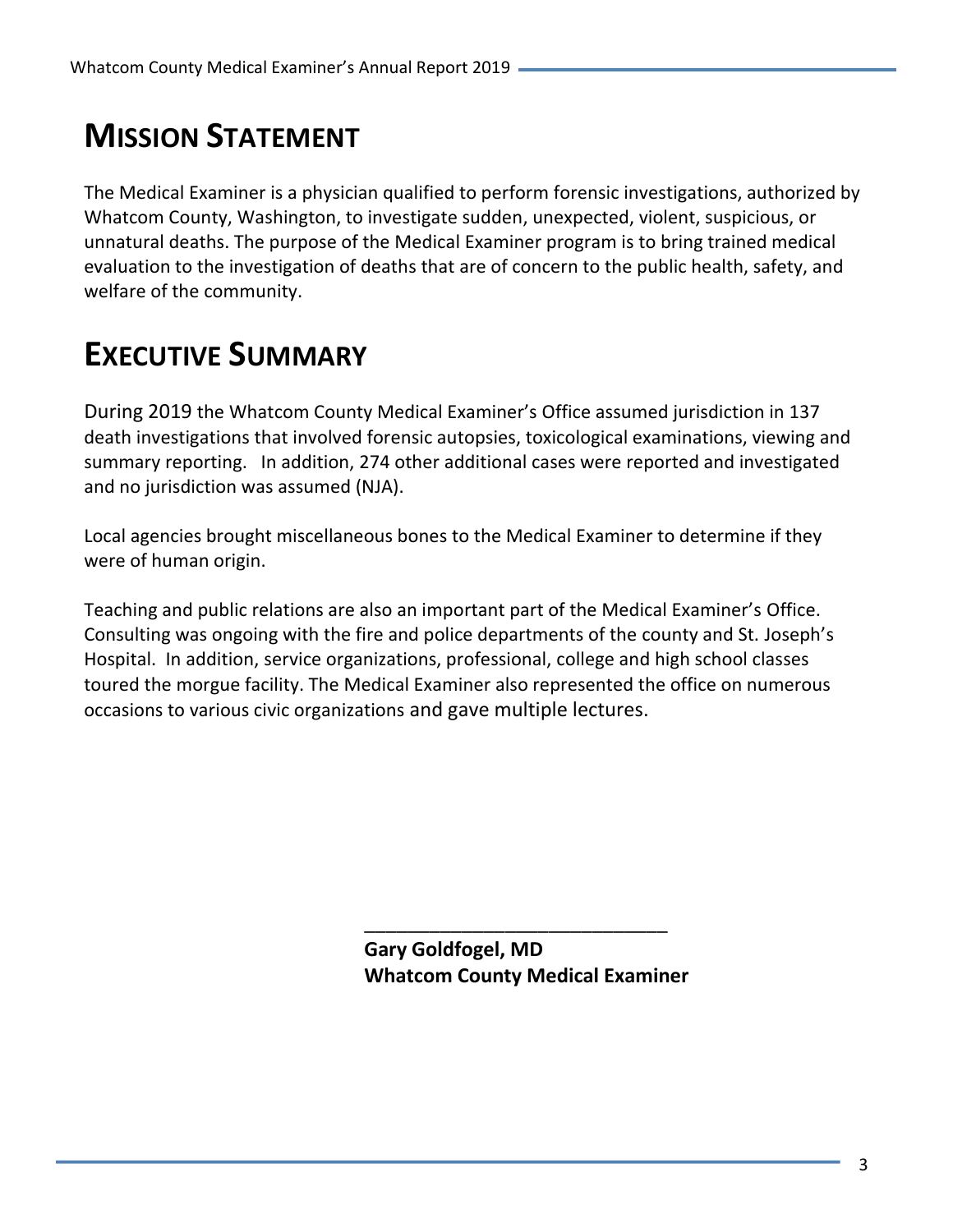# Mission Statement

The Medical Examiner is a physician qualified to perform forensic investigations, authorized by Whatcom County, Washington, to investigate sudden, unexpected, violent, suspicious, or unnatural deaths. The purpose of the Medical Examiner program is to bring trained medical evaluation to the investigation of deaths that are of concern to the public health, safety, and welfare of the community.

# Executive Summary

During 2019 the Whatcom County Medical Examiner's Office assumed jurisdiction in 137 death investigations that involved forensic autopsies, toxicological examinations, viewing and summary reporting. In addition, 274 other additional cases were reported and investigated and no jurisdiction was assumed (NJA).

Local agencies brought miscellaneous bones to the Medical Examiner to determine if they were of human origin.

Teaching and public relations are also an important part of the Medical Examiner's Office. Consulting was ongoing with the fire and police departments of the county and St. Joseph's Hospital. In addition, service organizations, professional, college and high school classes toured the morgue facility. The Medical Examiner also represented the office on numerous occasions to various civic organizations and gave multiple lectures.

______________________________

**Gary Goldfogel, MD**
**Whatcom County Medical Examiner**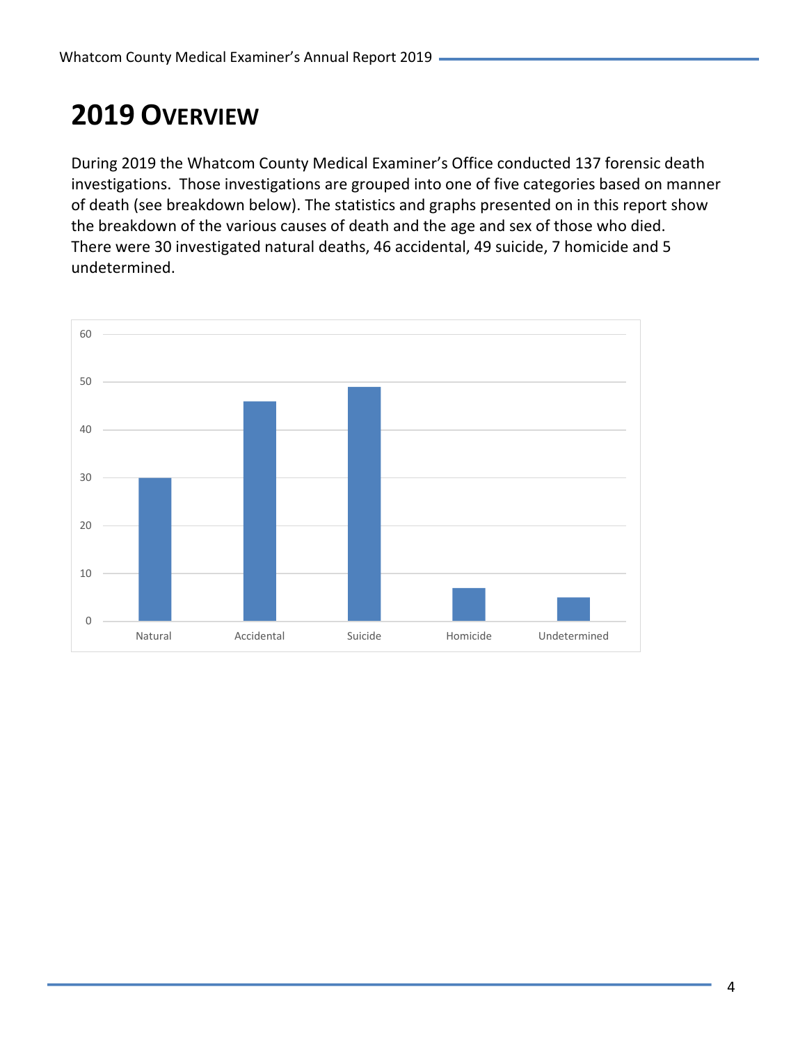# 2019 Overview

During 2019 the Whatcom County Medical Examiner's Office conducted 137 forensic death investigations. Those investigations are grouped into one of five categories based on manner of death (see breakdown below). The statistics and graphs presented on in this report show the breakdown of the various causes of death and the age and sex of those who died. There were 30 investigated natural deaths, 46 accidental, 49 suicide, 7 homicide and 5 undetermined.

| Manner of Death | Count |
|---|---|
| Natural | 30 |
| Accidental | 46 |
| Suicide | 49 |
| Homicide | 7 |
| Undetermined | 5 |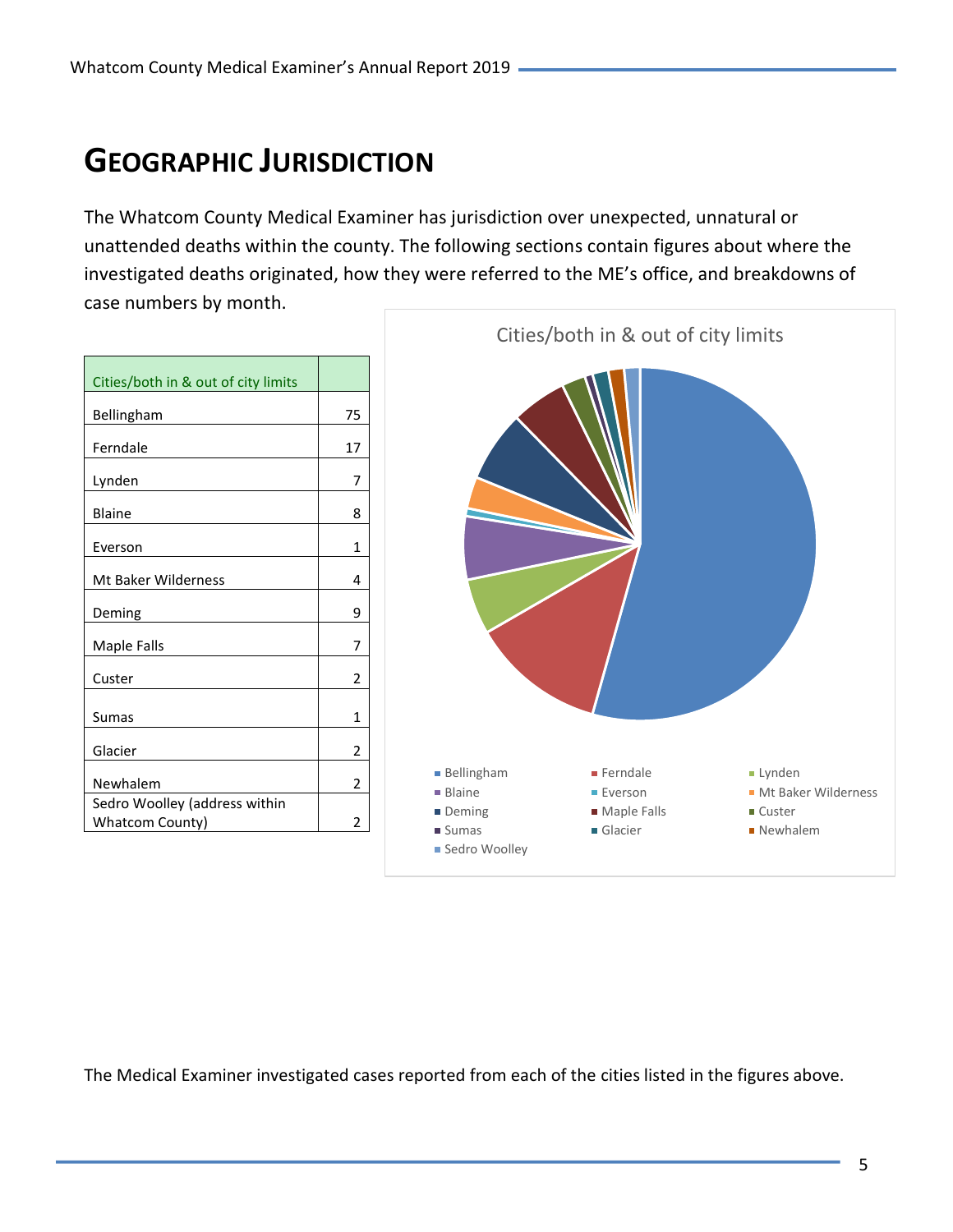# GEOGRAPHIC JURISDICTION

The Whatcom County Medical Examiner has jurisdiction over unexpected, unnatural or unattended deaths within the county. The following sections contain figures about where the investigated deaths originated, how they were referred to the ME's office, and breakdowns of case numbers by month.

| Cities/both in & out of city limits | |
|---|---|
| Bellingham | 75 |
| Ferndale | 17 |
| Lynden | 7 |
| Blaine | 8 |
| Everson | 1 |
| Mt Baker Wilderness | 4 |
| Deming | 9 |
| Maple Falls | 7 |
| Custer | 2 |
| Sumas | 1 |
| Glacier | 2 |
| Newhalem | 2 |
| Sedro Woolley (address within Whatcom County) | 2 |

Cities/both in & out of city limits

The Medical Examiner investigated cases reported from each of the cities listed in the figures above.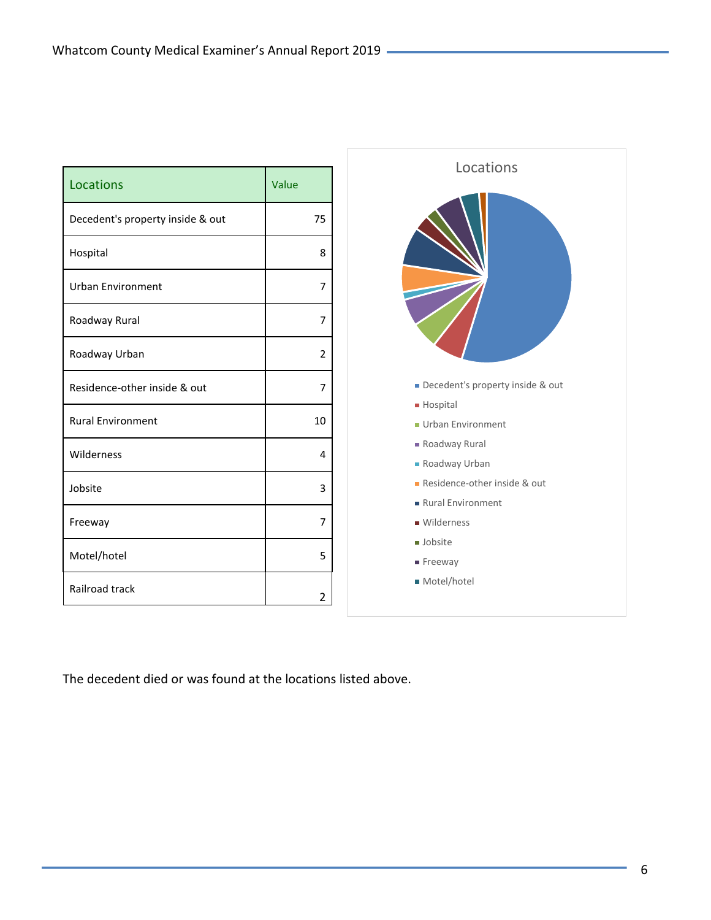| Locations | Value |
|---|---|
| Decedent's property inside & out | 75 |
| Hospital | 8 |
| Urban Environment | 7 |
| Roadway Rural | 7 |
| Roadway Urban | 2 |
| Residence-other inside & out | 7 |
| Rural Environment | 10 |
| Wilderness | 4 |
| Jobsite | 3 |
| Freeway | 7 |
| Motel/hotel | 5 |
| Railroad track | 2 |

Locations

- Decedent's property inside & out
- Hospital
- Urban Environment
- Roadway Rural
- Roadway Urban
- Residence-other inside & out
- Rural Environment
- Wilderness
- Jobsite
- Freeway
- Motel/hotel

The decedent died or was found at the locations listed above.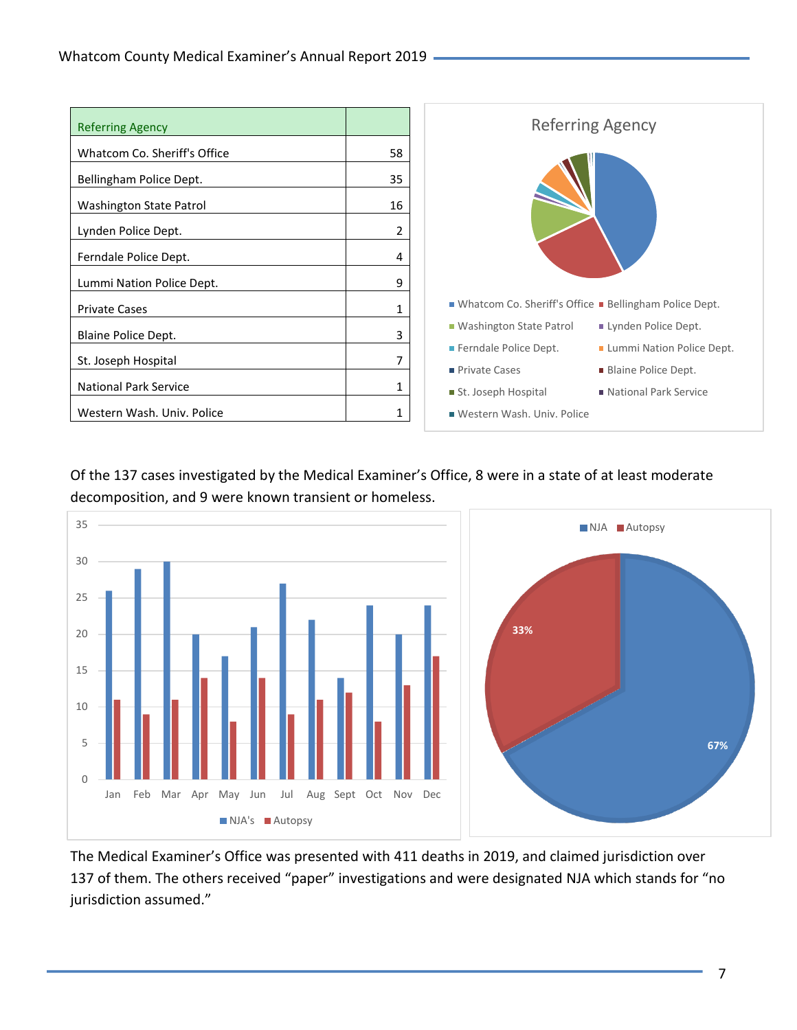| Referring Agency | |
|---|---|
| Whatcom Co. Sheriff's Office | 58 |
| Bellingham Police Dept. | 35 |
| Washington State Patrol | 16 |
| Lynden Police Dept. | 2 |
| Ferndale Police Dept. | 4 |
| Lummi Nation Police Dept. | 9 |
| Private Cases | 1 |
| Blaine Police Dept. | 3 |
| St. Joseph Hospital | 7 |
| National Park Service | 1 |
| Western Wash. Univ. Police | 1 |

Of the 137 cases investigated by the Medical Examiner's Office, 8 were in a state of at least moderate decomposition, and 9 were known transient or homeless.

The Medical Examiner's Office was presented with 411 deaths in 2019, and claimed jurisdiction over 137 of them. The others received "paper" investigations and were designated NJA which stands for "no jurisdiction assumed."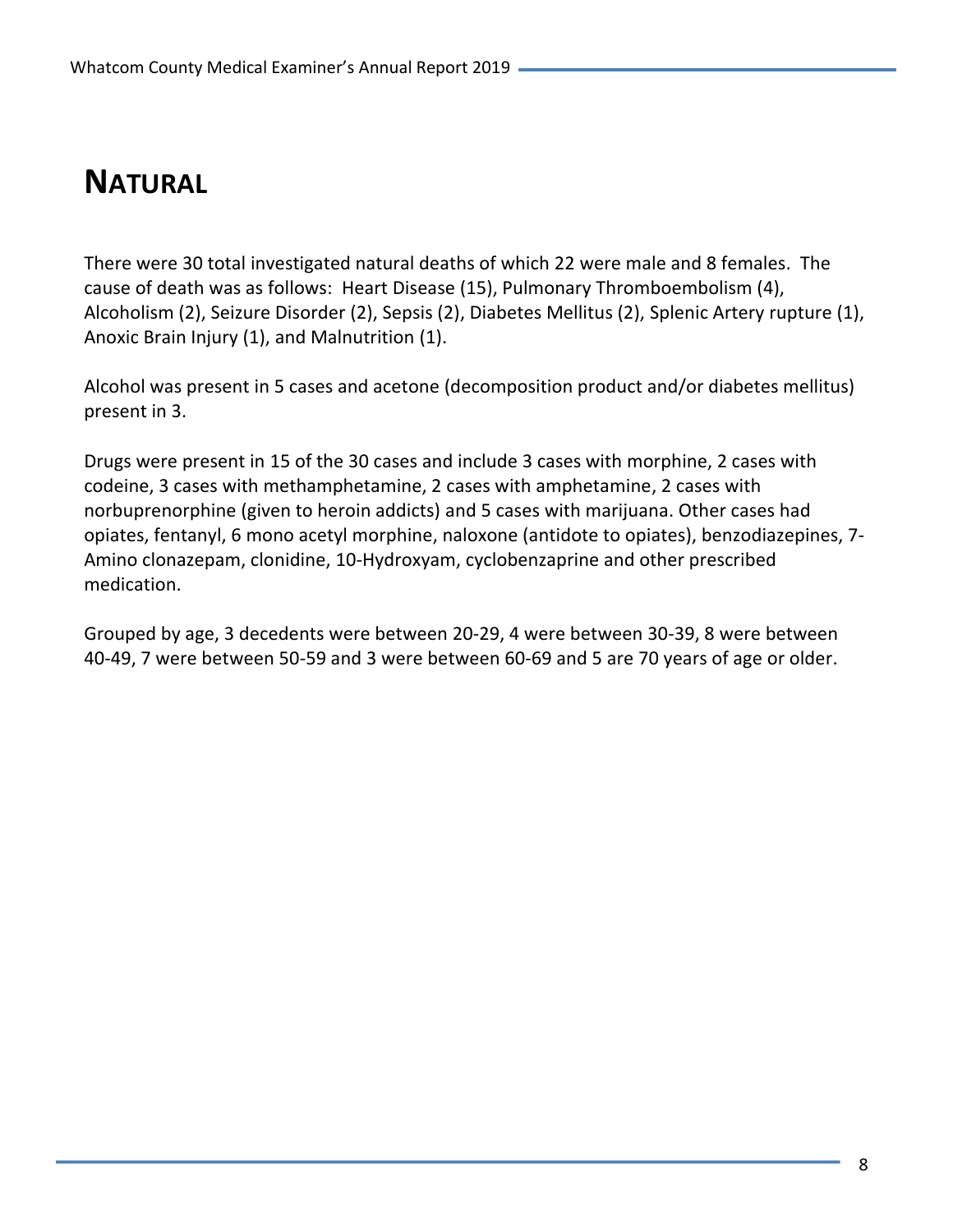# NATURAL

There were 30 total investigated natural deaths of which 22 were male and 8 females. The cause of death was as follows: Heart Disease (15), Pulmonary Thromboembolism (4), Alcoholism (2), Seizure Disorder (2), Sepsis (2), Diabetes Mellitus (2), Splenic Artery rupture (1), Anoxic Brain Injury (1), and Malnutrition (1).

Alcohol was present in 5 cases and acetone (decomposition product and/or diabetes mellitus) present in 3.

Drugs were present in 15 of the 30 cases and include 3 cases with morphine, 2 cases with codeine, 3 cases with methamphetamine, 2 cases with amphetamine, 2 cases with norbuprenorphine (given to heroin addicts) and 5 cases with marijuana. Other cases had opiates, fentanyl, 6 mono acetyl morphine, naloxone (antidote to opiates), benzodiazepines, 7-Amino clonazepam, clonidine, 10-Hydroxyam, cyclobenzaprine and other prescribed medication.

Grouped by age, 3 decedents were between 20-29, 4 were between 30-39, 8 were between 40-49, 7 were between 50-59 and 3 were between 60-69 and 5 are 70 years of age or older.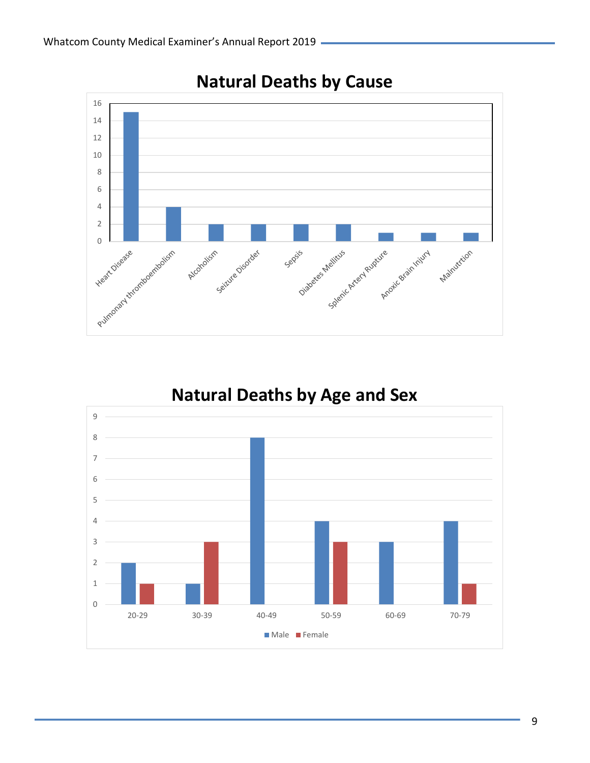## Natural Deaths by Cause

| Cause | Count |
|---|---|
| Heart Disease | 15 |
| Pulmonary thromboembolism | 4 |
| Alcoholism | 2 |
| Seizure Disorder | 2 |
| Sepsis | 2 |
| Diabetes Mellitus | 2 |
| Splenic Artery Rupture | 1 |
| Anoxic Brain Injury | 1 |
| Malnutrtion | 1 |

## Natural Deaths by Age and Sex

| Age | Male | Female |
|---|---|---|
| 20-29 | 2 | 1 |
| 30-39 | 1 | 3 |
| 40-49 | 8 | 0 |
| 50-59 | 4 | 3 |
| 60-69 | 3 | 0 |
| 70-79 | 4 | 1 |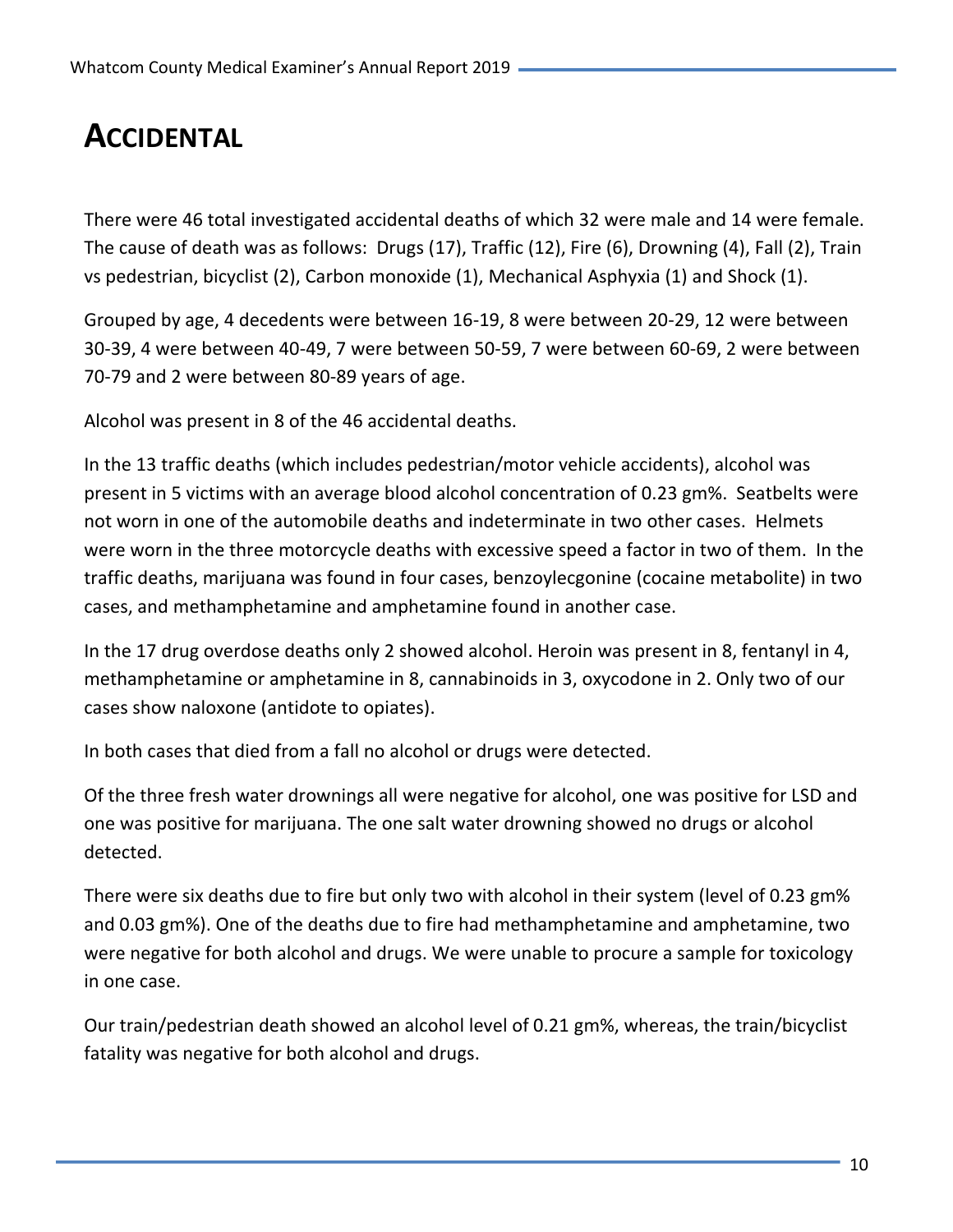# ACCIDENTAL

There were 46 total investigated accidental deaths of which 32 were male and 14 were female. The cause of death was as follows: Drugs (17), Traffic (12), Fire (6), Drowning (4), Fall (2), Train vs pedestrian, bicyclist (2), Carbon monoxide (1), Mechanical Asphyxia (1) and Shock (1).

Grouped by age, 4 decedents were between 16-19, 8 were between 20-29, 12 were between 30-39, 4 were between 40-49, 7 were between 50-59, 7 were between 60-69, 2 were between 70-79 and 2 were between 80-89 years of age.

Alcohol was present in 8 of the 46 accidental deaths.

In the 13 traffic deaths (which includes pedestrian/motor vehicle accidents), alcohol was present in 5 victims with an average blood alcohol concentration of 0.23 gm%. Seatbelts were not worn in one of the automobile deaths and indeterminate in two other cases. Helmets were worn in the three motorcycle deaths with excessive speed a factor in two of them. In the traffic deaths, marijuana was found in four cases, benzoylecgonine (cocaine metabolite) in two cases, and methamphetamine and amphetamine found in another case.

In the 17 drug overdose deaths only 2 showed alcohol. Heroin was present in 8, fentanyl in 4, methamphetamine or amphetamine in 8, cannabinoids in 3, oxycodone in 2. Only two of our cases show naloxone (antidote to opiates).

In both cases that died from a fall no alcohol or drugs were detected.

Of the three fresh water drownings all were negative for alcohol, one was positive for LSD and one was positive for marijuana. The one salt water drowning showed no drugs or alcohol detected.

There were six deaths due to fire but only two with alcohol in their system (level of 0.23 gm% and 0.03 gm%). One of the deaths due to fire had methamphetamine and amphetamine, two were negative for both alcohol and drugs. We were unable to procure a sample for toxicology in one case.

Our train/pedestrian death showed an alcohol level of 0.21 gm%, whereas, the train/bicyclist fatality was negative for both alcohol and drugs.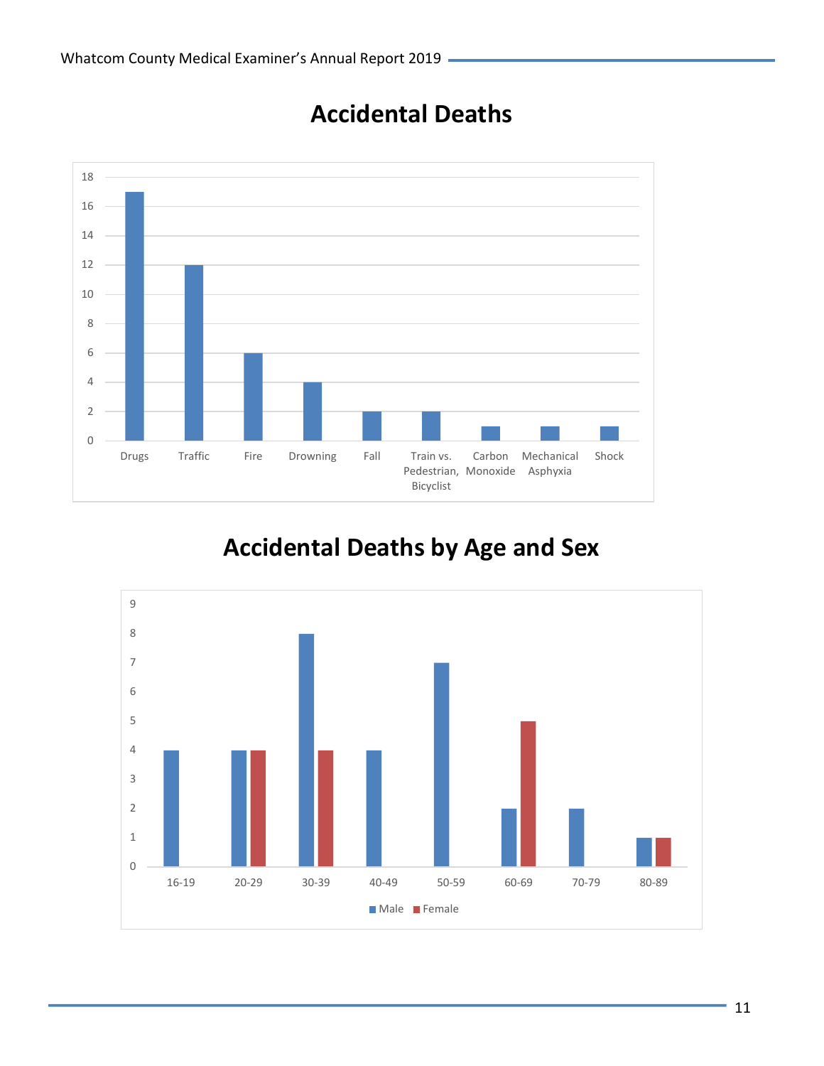# Accidental Deaths

| Cause | Count |
|---|---|
| Drugs | 17 |
| Traffic | 12 |
| Fire | 6 |
| Drowning | 4 |
| Fall | 2 |
| Train vs. Pedestrian, Bicyclist | 2 |
| Carbon Monoxide | 1 |
| Mechanical Asphyxia | 1 |
| Shock | 1 |

# Accidental Deaths by Age and Sex

| Age | Male | Female |
|---|---|---|
| 16-19 | 4 | |
| 20-29 | 4 | 4 |
| 30-39 | 8 | 4 |
| 40-49 | 4 | |
| 50-59 | 7 | |
| 60-69 | 2 | 5 |
| 70-79 | 2 | |
| 80-89 | 1 | 1 |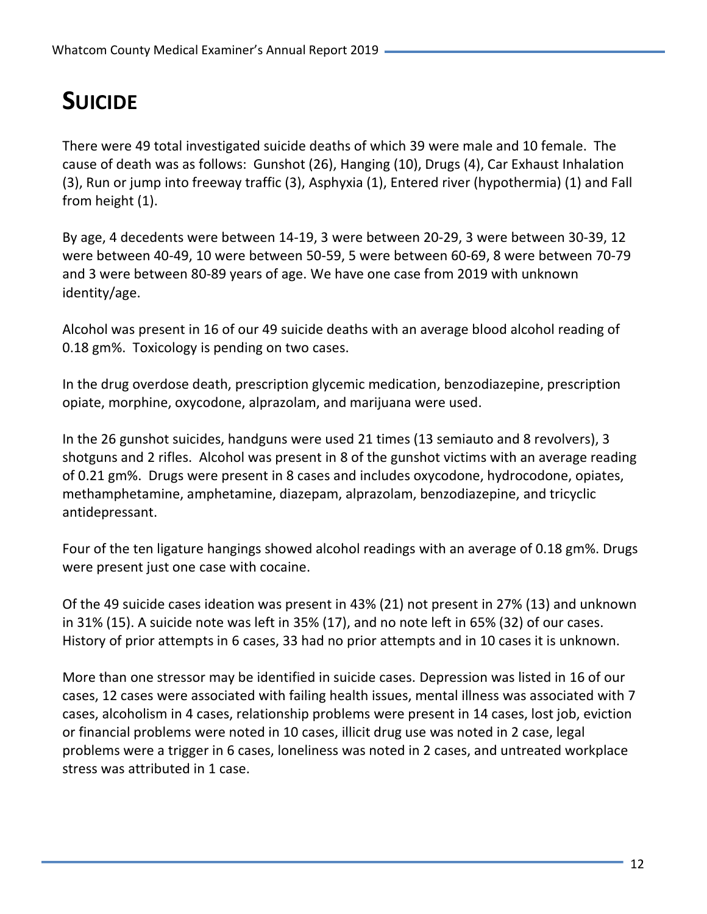# SUICIDE

There were 49 total investigated suicide deaths of which 39 were male and 10 female. The cause of death was as follows: Gunshot (26), Hanging (10), Drugs (4), Car Exhaust Inhalation (3), Run or jump into freeway traffic (3), Asphyxia (1), Entered river (hypothermia) (1) and Fall from height (1).

By age, 4 decedents were between 14-19, 3 were between 20-29, 3 were between 30-39, 12 were between 40-49, 10 were between 50-59, 5 were between 60-69, 8 were between 70-79 and 3 were between 80-89 years of age. We have one case from 2019 with unknown identity/age.

Alcohol was present in 16 of our 49 suicide deaths with an average blood alcohol reading of 0.18 gm%. Toxicology is pending on two cases.

In the drug overdose death, prescription glycemic medication, benzodiazepine, prescription opiate, morphine, oxycodone, alprazolam, and marijuana were used.

In the 26 gunshot suicides, handguns were used 21 times (13 semiauto and 8 revolvers), 3 shotguns and 2 rifles. Alcohol was present in 8 of the gunshot victims with an average reading of 0.21 gm%. Drugs were present in 8 cases and includes oxycodone, hydrocodone, opiates, methamphetamine, amphetamine, diazepam, alprazolam, benzodiazepine, and tricyclic antidepressant.

Four of the ten ligature hangings showed alcohol readings with an average of 0.18 gm%. Drugs were present just one case with cocaine.

Of the 49 suicide cases ideation was present in 43% (21) not present in 27% (13) and unknown in 31% (15). A suicide note was left in 35% (17), and no note left in 65% (32) of our cases. History of prior attempts in 6 cases, 33 had no prior attempts and in 10 cases it is unknown.

More than one stressor may be identified in suicide cases. Depression was listed in 16 of our cases, 12 cases were associated with failing health issues, mental illness was associated with 7 cases, alcoholism in 4 cases, relationship problems were present in 14 cases, lost job, eviction or financial problems were noted in 10 cases, illicit drug use was noted in 2 case, legal problems were a trigger in 6 cases, loneliness was noted in 2 cases, and untreated workplace stress was attributed in 1 case.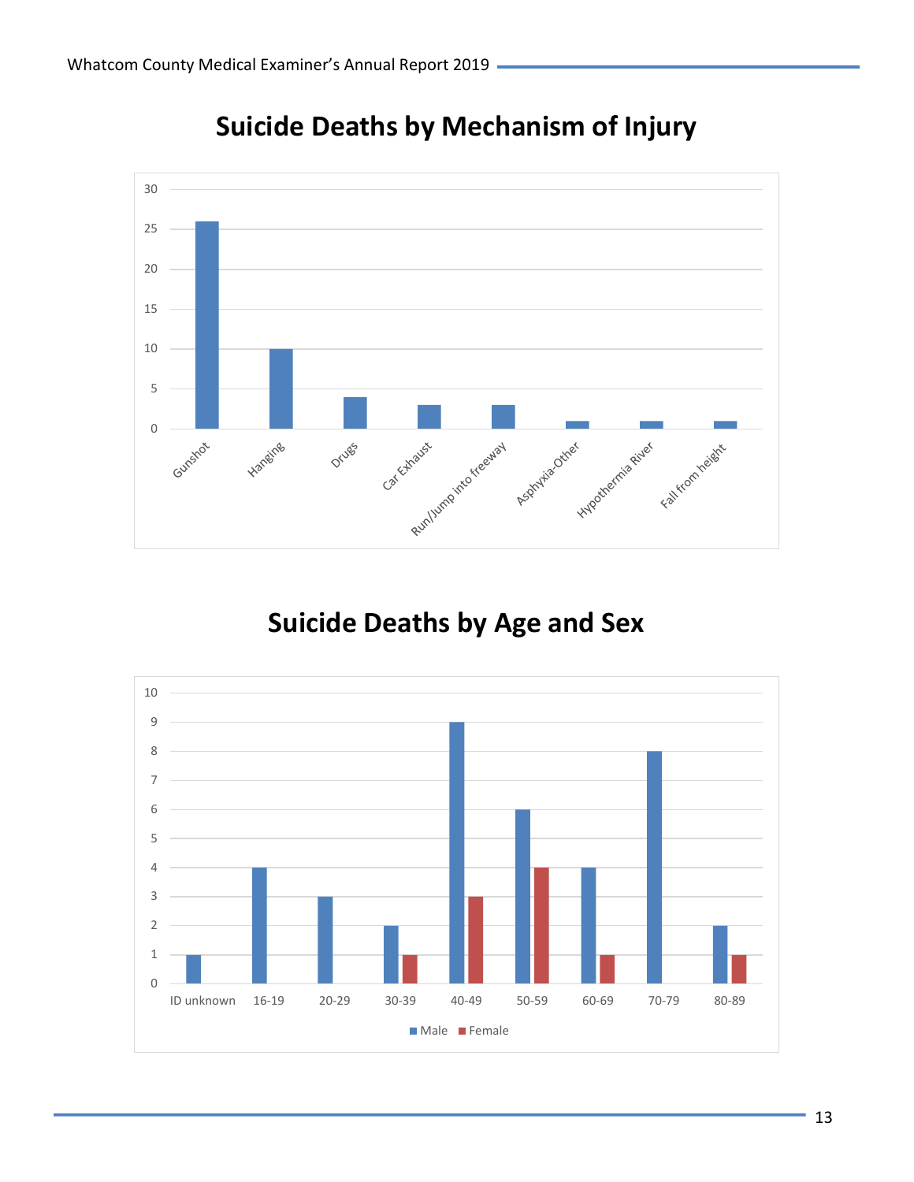# Suicide Deaths by Mechanism of Injury

| Mechanism | Count |
|---|---|
| Gunshot | 26 |
| Hanging | 10 |
| Drugs | 4 |
| Car Exhaust | 3 |
| Run/Jump into freeway | 3 |
| Asphyxia-Other | 1 |
| Hypothermia River | 1 |
| Fall from height | 1 |

# Suicide Deaths by Age and Sex

| Age | Male | Female |
|---|---|---|
| ID unknown | 1 | |
| 16-19 | 4 | |
| 20-29 | 3 | |
| 30-39 | 2 | 1 |
| 40-49 | 9 | 3 |
| 50-59 | 6 | 4 |
| 60-69 | 4 | 1 |
| 70-79 | 8 | |
| 80-89 | 2 | 1 |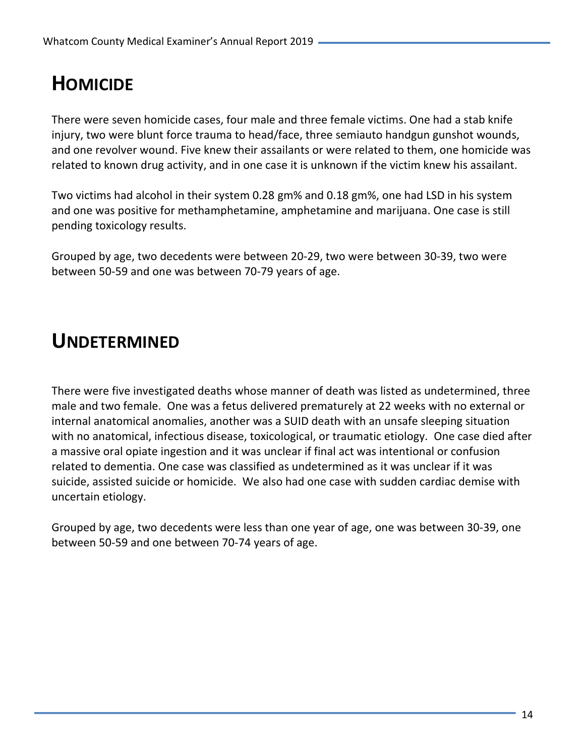## Homicide

There were seven homicide cases, four male and three female victims. One had a stab knife injury, two were blunt force trauma to head/face, three semiauto handgun gunshot wounds, and one revolver wound. Five knew their assailants or were related to them, one homicide was related to known drug activity, and in one case it is unknown if the victim knew his assailant.

Two victims had alcohol in their system 0.28 gm% and 0.18 gm%, one had LSD in his system and one was positive for methamphetamine, amphetamine and marijuana. One case is still pending toxicology results.

Grouped by age, two decedents were between 20-29, two were between 30-39, two were between 50-59 and one was between 70-79 years of age.

## Undetermined

There were five investigated deaths whose manner of death was listed as undetermined, three male and two female. One was a fetus delivered prematurely at 22 weeks with no external or internal anatomical anomalies, another was a SUID death with an unsafe sleeping situation with no anatomical, infectious disease, toxicological, or traumatic etiology. One case died after a massive oral opiate ingestion and it was unclear if final act was intentional or confusion related to dementia. One case was classified as undetermined as it was unclear if it was suicide, assisted suicide or homicide. We also had one case with sudden cardiac demise with uncertain etiology.

Grouped by age, two decedents were less than one year of age, one was between 30-39, one between 50-59 and one between 70-74 years of age.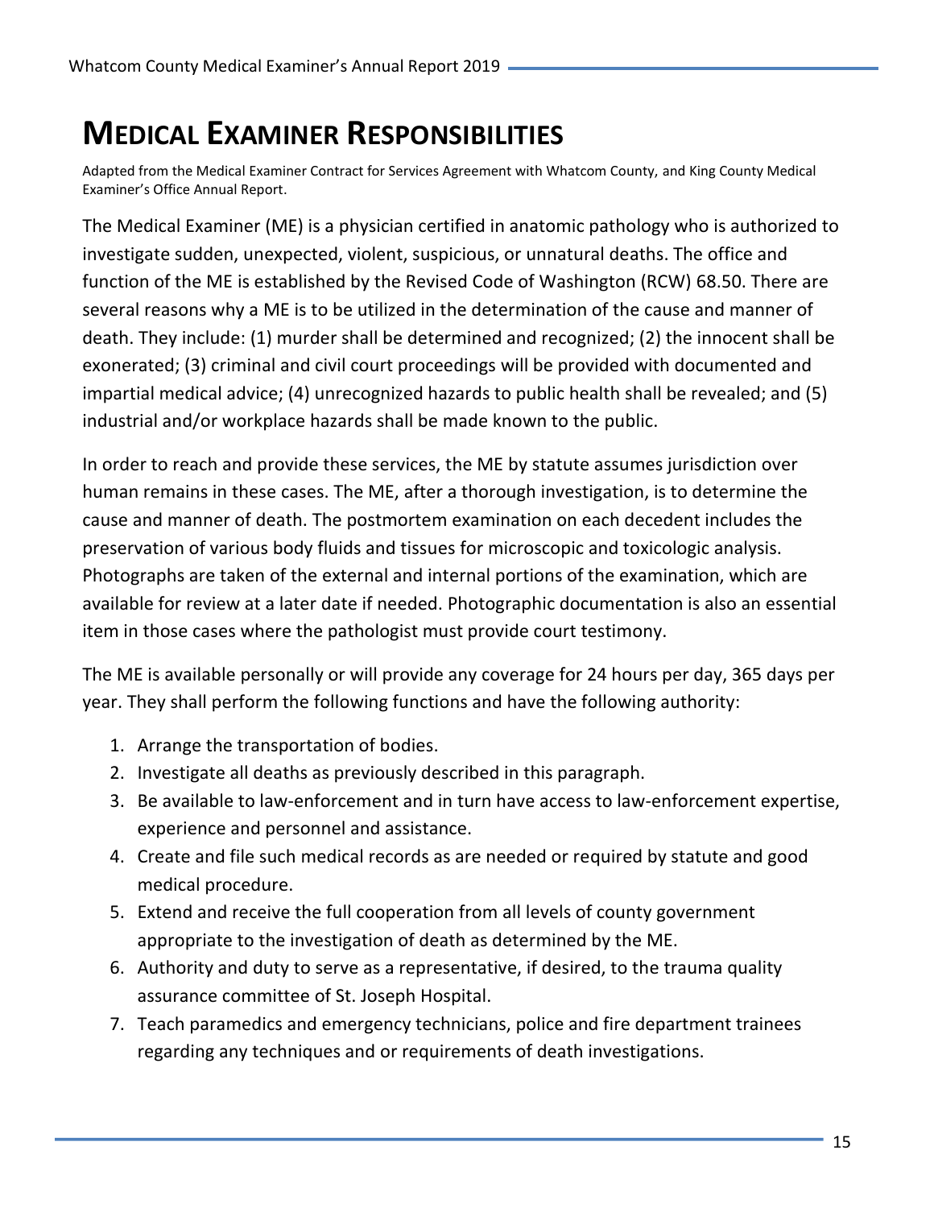# MEDICAL EXAMINER RESPONSIBILITIES

Adapted from the Medical Examiner Contract for Services Agreement with Whatcom County, and King County Medical Examiner's Office Annual Report.

The Medical Examiner (ME) is a physician certified in anatomic pathology who is authorized to investigate sudden, unexpected, violent, suspicious, or unnatural deaths. The office and function of the ME is established by the Revised Code of Washington (RCW) 68.50. There are several reasons why a ME is to be utilized in the determination of the cause and manner of death. They include: (1) murder shall be determined and recognized; (2) the innocent shall be exonerated; (3) criminal and civil court proceedings will be provided with documented and impartial medical advice; (4) unrecognized hazards to public health shall be revealed; and (5) industrial and/or workplace hazards shall be made known to the public.

In order to reach and provide these services, the ME by statute assumes jurisdiction over human remains in these cases. The ME, after a thorough investigation, is to determine the cause and manner of death. The postmortem examination on each decedent includes the preservation of various body fluids and tissues for microscopic and toxicologic analysis. Photographs are taken of the external and internal portions of the examination, which are available for review at a later date if needed. Photographic documentation is also an essential item in those cases where the pathologist must provide court testimony.

The ME is available personally or will provide any coverage for 24 hours per day, 365 days per year. They shall perform the following functions and have the following authority:

1. Arrange the transportation of bodies.
2. Investigate all deaths as previously described in this paragraph.
3. Be available to law-enforcement and in turn have access to law-enforcement expertise, experience and personnel and assistance.
4. Create and file such medical records as are needed or required by statute and good medical procedure.
5. Extend and receive the full cooperation from all levels of county government appropriate to the investigation of death as determined by the ME.
6. Authority and duty to serve as a representative, if desired, to the trauma quality assurance committee of St. Joseph Hospital.
7. Teach paramedics and emergency technicians, police and fire department trainees regarding any techniques and or requirements of death investigations.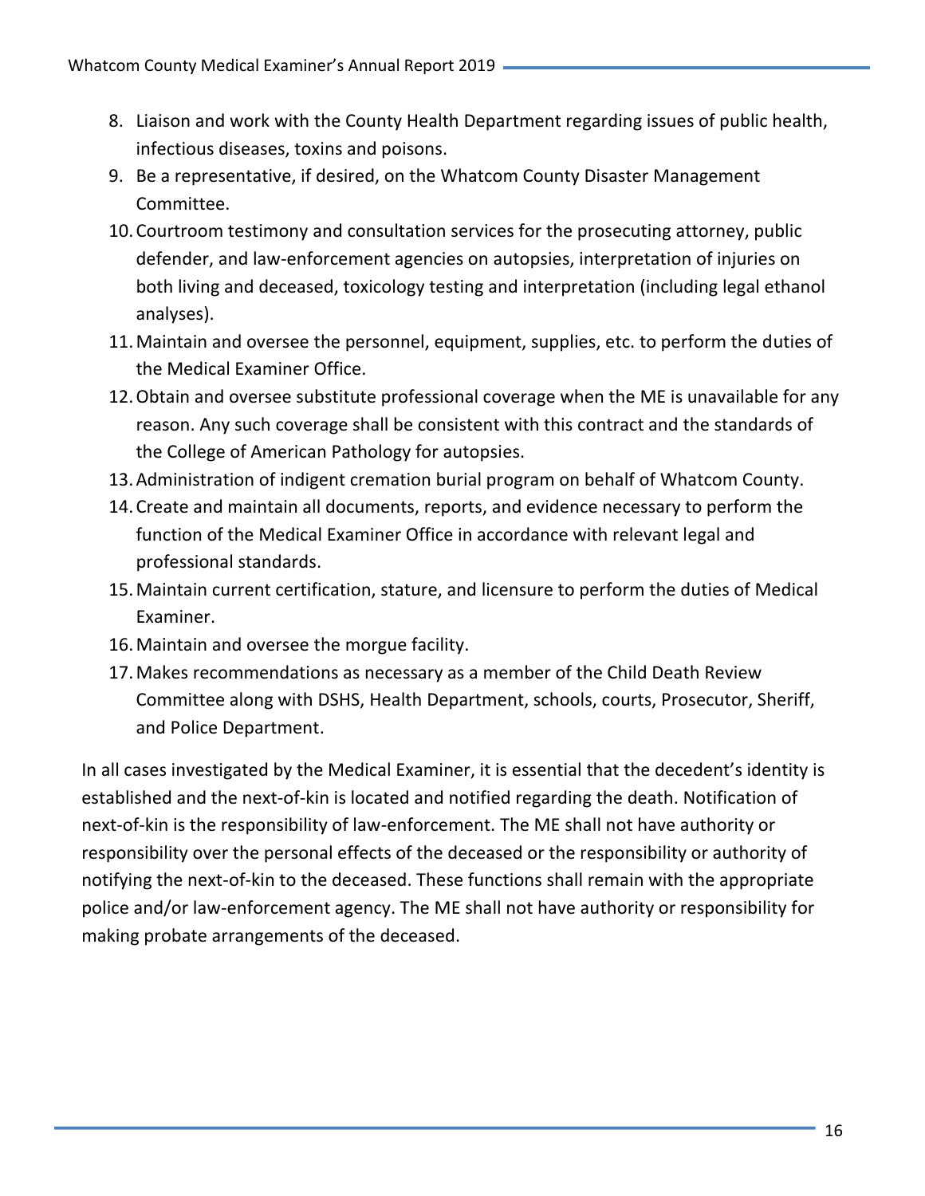8. Liaison and work with the County Health Department regarding issues of public health, infectious diseases, toxins and poisons.
9. Be a representative, if desired, on the Whatcom County Disaster Management Committee.
10. Courtroom testimony and consultation services for the prosecuting attorney, public defender, and law-enforcement agencies on autopsies, interpretation of injuries on both living and deceased, toxicology testing and interpretation (including legal ethanol analyses).
11. Maintain and oversee the personnel, equipment, supplies, etc. to perform the duties of the Medical Examiner Office.
12. Obtain and oversee substitute professional coverage when the ME is unavailable for any reason. Any such coverage shall be consistent with this contract and the standards of the College of American Pathology for autopsies.
13. Administration of indigent cremation burial program on behalf of Whatcom County.
14. Create and maintain all documents, reports, and evidence necessary to perform the function of the Medical Examiner Office in accordance with relevant legal and professional standards.
15. Maintain current certification, stature, and licensure to perform the duties of Medical Examiner.
16. Maintain and oversee the morgue facility.
17. Makes recommendations as necessary as a member of the Child Death Review Committee along with DSHS, Health Department, schools, courts, Prosecutor, Sheriff, and Police Department.

In all cases investigated by the Medical Examiner, it is essential that the decedent's identity is established and the next-of-kin is located and notified regarding the death. Notification of next-of-kin is the responsibility of law-enforcement. The ME shall not have authority or responsibility over the personal effects of the deceased or the responsibility or authority of notifying the next-of-kin to the deceased. These functions shall remain with the appropriate police and/or law-enforcement agency. The ME shall not have authority or responsibility for making probate arrangements of the deceased.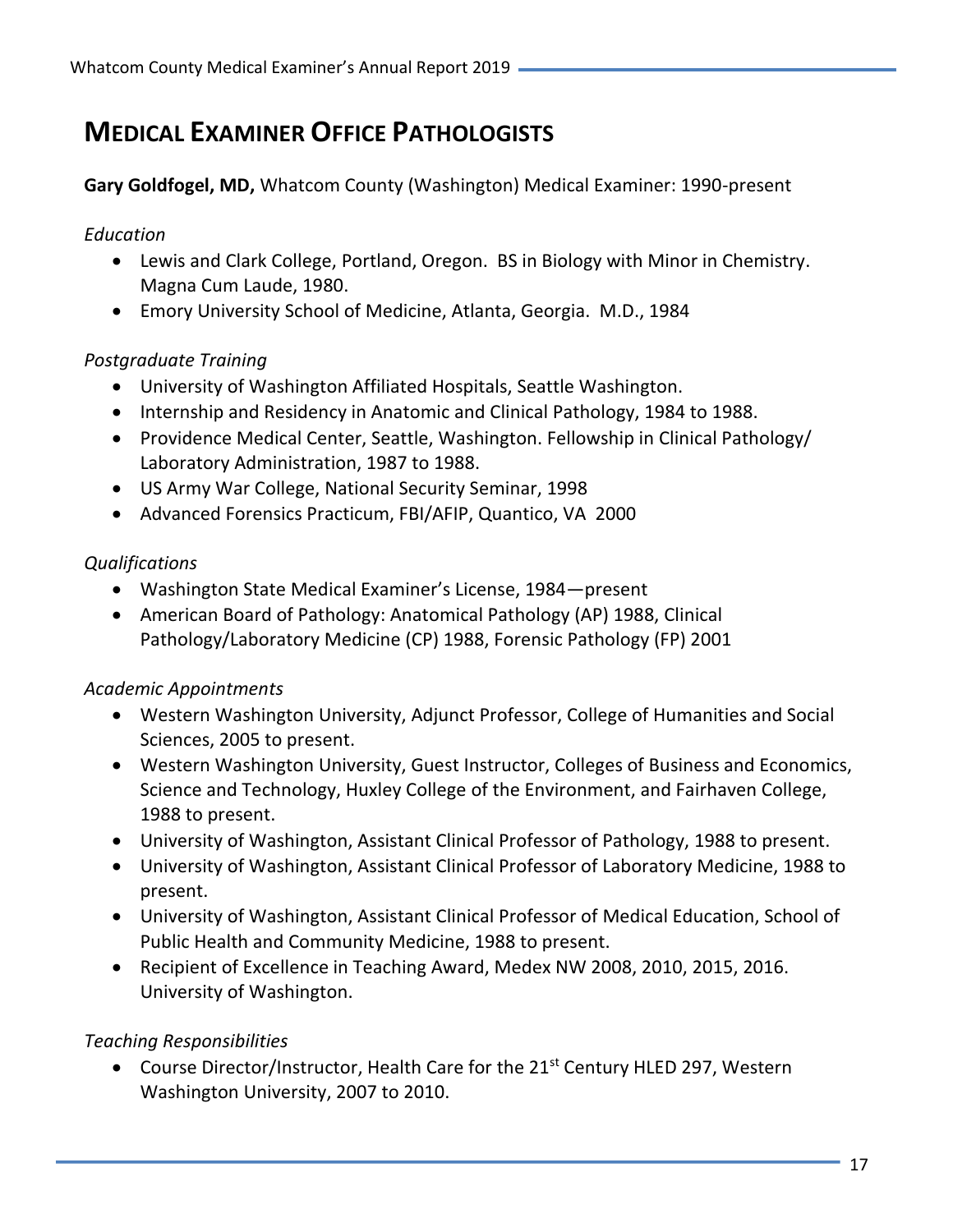# MEDICAL EXAMINER OFFICE PATHOLOGISTS

**Gary Goldfogel, MD,** Whatcom County (Washington) Medical Examiner: 1990-present

*Education*

- Lewis and Clark College, Portland, Oregon. BS in Biology with Minor in Chemistry. Magna Cum Laude, 1980.
- Emory University School of Medicine, Atlanta, Georgia. M.D., 1984

*Postgraduate Training*

- University of Washington Affiliated Hospitals, Seattle Washington.
- Internship and Residency in Anatomic and Clinical Pathology, 1984 to 1988.
- Providence Medical Center, Seattle, Washington. Fellowship in Clinical Pathology/ Laboratory Administration, 1987 to 1988.
- US Army War College, National Security Seminar, 1998
- Advanced Forensics Practicum, FBI/AFIP, Quantico, VA 2000

*Qualifications*

- Washington State Medical Examiner's License, 1984—present
- American Board of Pathology: Anatomical Pathology (AP) 1988, Clinical Pathology/Laboratory Medicine (CP) 1988, Forensic Pathology (FP) 2001

*Academic Appointments*

- Western Washington University, Adjunct Professor, College of Humanities and Social Sciences, 2005 to present.
- Western Washington University, Guest Instructor, Colleges of Business and Economics, Science and Technology, Huxley College of the Environment, and Fairhaven College, 1988 to present.
- University of Washington, Assistant Clinical Professor of Pathology, 1988 to present.
- University of Washington, Assistant Clinical Professor of Laboratory Medicine, 1988 to present.
- University of Washington, Assistant Clinical Professor of Medical Education, School of Public Health and Community Medicine, 1988 to present.
- Recipient of Excellence in Teaching Award, Medex NW 2008, 2010, 2015, 2016. University of Washington.

*Teaching Responsibilities*

- Course Director/Instructor, Health Care for the 21st Century HLED 297, Western Washington University, 2007 to 2010.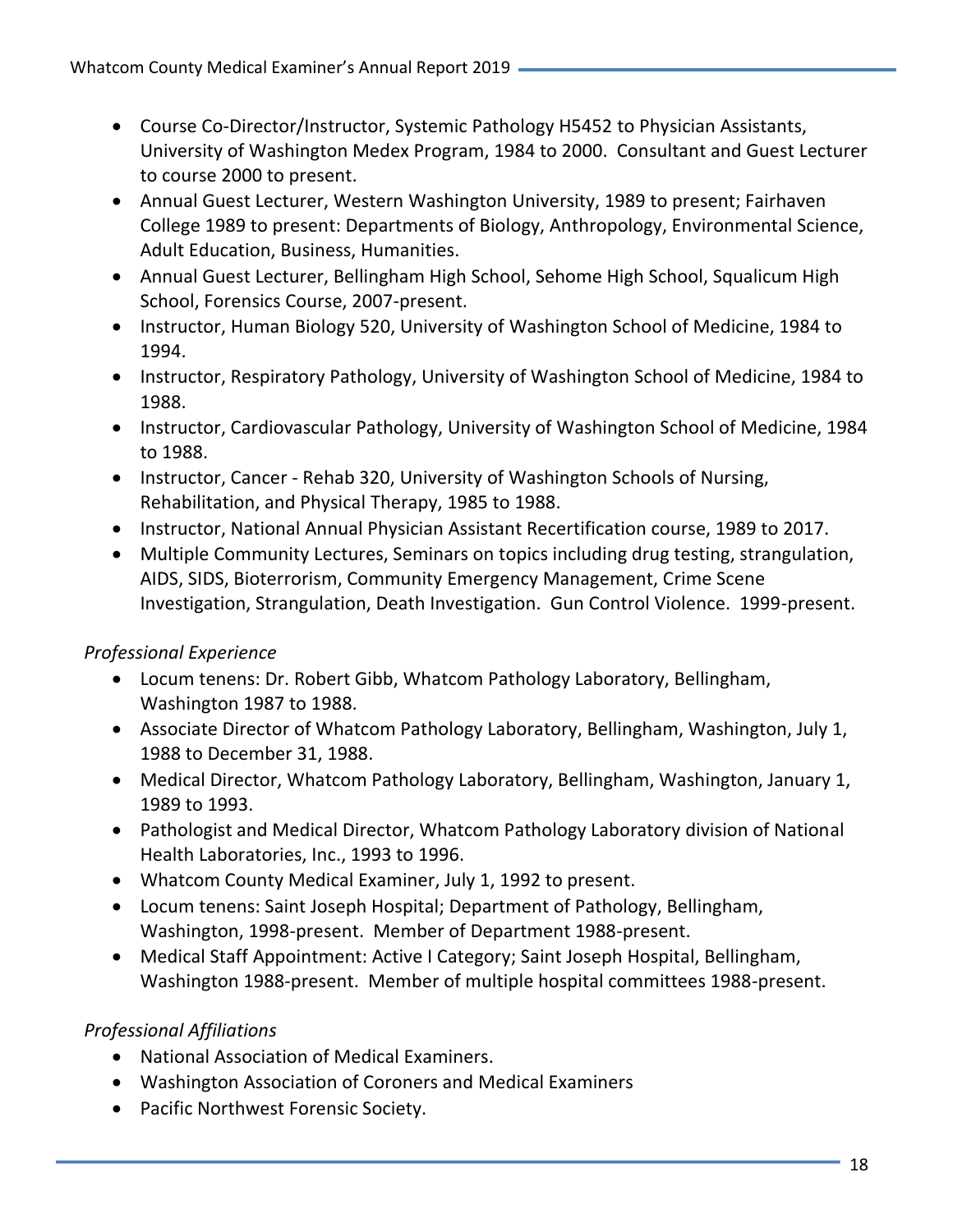- Course Co-Director/Instructor, Systemic Pathology H5452 to Physician Assistants, University of Washington Medex Program, 1984 to 2000. Consultant and Guest Lecturer to course 2000 to present.
- Annual Guest Lecturer, Western Washington University, 1989 to present; Fairhaven College 1989 to present: Departments of Biology, Anthropology, Environmental Science, Adult Education, Business, Humanities.
- Annual Guest Lecturer, Bellingham High School, Sehome High School, Squalicum High School, Forensics Course, 2007-present.
- Instructor, Human Biology 520, University of Washington School of Medicine, 1984 to 1994.
- Instructor, Respiratory Pathology, University of Washington School of Medicine, 1984 to 1988.
- Instructor, Cardiovascular Pathology, University of Washington School of Medicine, 1984 to 1988.
- Instructor, Cancer - Rehab 320, University of Washington Schools of Nursing, Rehabilitation, and Physical Therapy, 1985 to 1988.
- Instructor, National Annual Physician Assistant Recertification course, 1989 to 2017.
- Multiple Community Lectures, Seminars on topics including drug testing, strangulation, AIDS, SIDS, Bioterrorism, Community Emergency Management, Crime Scene Investigation, Strangulation, Death Investigation. Gun Control Violence. 1999-present.

*Professional Experience*

- Locum tenens: Dr. Robert Gibb, Whatcom Pathology Laboratory, Bellingham, Washington 1987 to 1988.
- Associate Director of Whatcom Pathology Laboratory, Bellingham, Washington, July 1, 1988 to December 31, 1988.
- Medical Director, Whatcom Pathology Laboratory, Bellingham, Washington, January 1, 1989 to 1993.
- Pathologist and Medical Director, Whatcom Pathology Laboratory division of National Health Laboratories, Inc., 1993 to 1996.
- Whatcom County Medical Examiner, July 1, 1992 to present.
- Locum tenens: Saint Joseph Hospital; Department of Pathology, Bellingham, Washington, 1998-present. Member of Department 1988-present.
- Medical Staff Appointment: Active I Category; Saint Joseph Hospital, Bellingham, Washington 1988-present. Member of multiple hospital committees 1988-present.

*Professional Affiliations*

- National Association of Medical Examiners.
- Washington Association of Coroners and Medical Examiners
- Pacific Northwest Forensic Society.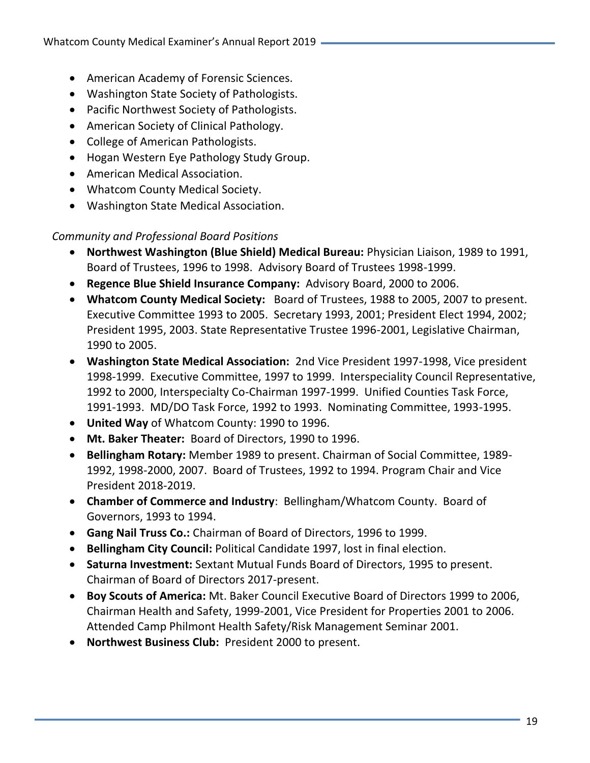- American Academy of Forensic Sciences.
- Washington State Society of Pathologists.
- Pacific Northwest Society of Pathologists.
- American Society of Clinical Pathology.
- College of American Pathologists.
- Hogan Western Eye Pathology Study Group.
- American Medical Association.
- Whatcom County Medical Society.
- Washington State Medical Association.

*Community and Professional Board Positions*

- **Northwest Washington (Blue Shield) Medical Bureau:** Physician Liaison, 1989 to 1991, Board of Trustees, 1996 to 1998. Advisory Board of Trustees 1998-1999.
- **Regence Blue Shield Insurance Company:** Advisory Board, 2000 to 2006.
- **Whatcom County Medical Society:** Board of Trustees, 1988 to 2005, 2007 to present. Executive Committee 1993 to 2005. Secretary 1993, 2001; President Elect 1994, 2002; President 1995, 2003. State Representative Trustee 1996-2001, Legislative Chairman, 1990 to 2005.
- **Washington State Medical Association:** 2nd Vice President 1997-1998, Vice president 1998-1999. Executive Committee, 1997 to 1999. Interspeciality Council Representative, 1992 to 2000, Interspecialty Co-Chairman 1997-1999. Unified Counties Task Force, 1991-1993. MD/DO Task Force, 1992 to 1993. Nominating Committee, 1993-1995.
- **United Way** of Whatcom County: 1990 to 1996.
- **Mt. Baker Theater:** Board of Directors, 1990 to 1996.
- **Bellingham Rotary:** Member 1989 to present. Chairman of Social Committee, 1989-1992, 1998-2000, 2007. Board of Trustees, 1992 to 1994. Program Chair and Vice President 2018-2019.
- **Chamber of Commerce and Industry**: Bellingham/Whatcom County. Board of Governors, 1993 to 1994.
- **Gang Nail Truss Co.:** Chairman of Board of Directors, 1996 to 1999.
- **Bellingham City Council:** Political Candidate 1997, lost in final election.
- **Saturna Investment:** Sextant Mutual Funds Board of Directors, 1995 to present. Chairman of Board of Directors 2017-present.
- **Boy Scouts of America:** Mt. Baker Council Executive Board of Directors 1999 to 2006, Chairman Health and Safety, 1999-2001, Vice President for Properties 2001 to 2006. Attended Camp Philmont Health Safety/Risk Management Seminar 2001.
- **Northwest Business Club:** President 2000 to present.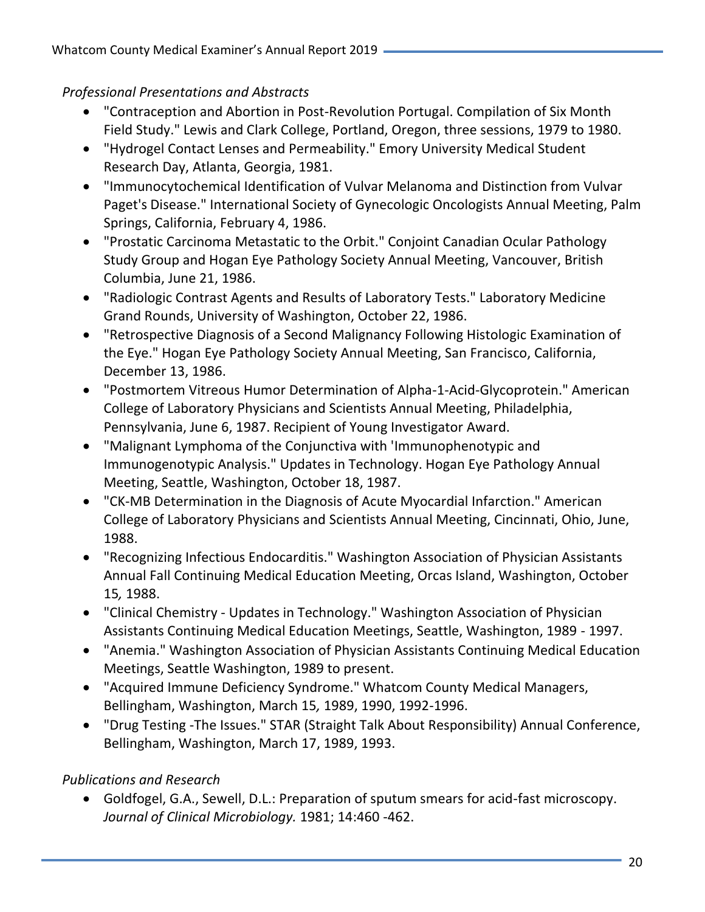*Professional Presentations and Abstracts*

- "Contraception and Abortion in Post-Revolution Portugal. Compilation of Six Month Field Study." Lewis and Clark College, Portland, Oregon, three sessions, 1979 to 1980.
- "Hydrogel Contact Lenses and Permeability." Emory University Medical Student Research Day, Atlanta, Georgia, 1981.
- "Immunocytochemical Identification of Vulvar Melanoma and Distinction from Vulvar Paget's Disease." International Society of Gynecologic Oncologists Annual Meeting, Palm Springs, California, February 4, 1986.
- "Prostatic Carcinoma Metastatic to the Orbit." Conjoint Canadian Ocular Pathology Study Group and Hogan Eye Pathology Society Annual Meeting, Vancouver, British Columbia, June 21, 1986.
- "Radiologic Contrast Agents and Results of Laboratory Tests." Laboratory Medicine Grand Rounds, University of Washington, October 22, 1986.
- "Retrospective Diagnosis of a Second Malignancy Following Histologic Examination of the Eye." Hogan Eye Pathology Society Annual Meeting, San Francisco, California, December 13, 1986.
- "Postmortem Vitreous Humor Determination of Alpha-1-Acid-Glycoprotein." American College of Laboratory Physicians and Scientists Annual Meeting, Philadelphia, Pennsylvania, June 6, 1987. Recipient of Young Investigator Award.
- "Malignant Lymphoma of the Conjunctiva with 'Immunophenotypic and Immunogenotypic Analysis." Updates in Technology. Hogan Eye Pathology Annual Meeting, Seattle, Washington, October 18, 1987.
- "CK-MB Determination in the Diagnosis of Acute Myocardial Infarction." American College of Laboratory Physicians and Scientists Annual Meeting, Cincinnati, Ohio, June, 1988.
- "Recognizing Infectious Endocarditis." Washington Association of Physician Assistants Annual Fall Continuing Medical Education Meeting, Orcas Island, Washington, October 15, 1988.
- "Clinical Chemistry - Updates in Technology." Washington Association of Physician Assistants Continuing Medical Education Meetings, Seattle, Washington, 1989 - 1997.
- "Anemia." Washington Association of Physician Assistants Continuing Medical Education Meetings, Seattle Washington, 1989 to present.
- "Acquired Immune Deficiency Syndrome." Whatcom County Medical Managers, Bellingham, Washington, March 15, 1989, 1990, 1992-1996.
- "Drug Testing -The Issues." STAR (Straight Talk About Responsibility) Annual Conference, Bellingham, Washington, March 17, 1989, 1993.

*Publications and Research*

- Goldfogel, G.A., Sewell, D.L.: Preparation of sputum smears for acid-fast microscopy. *Journal of Clinical Microbiology.* 1981; 14:460 -462.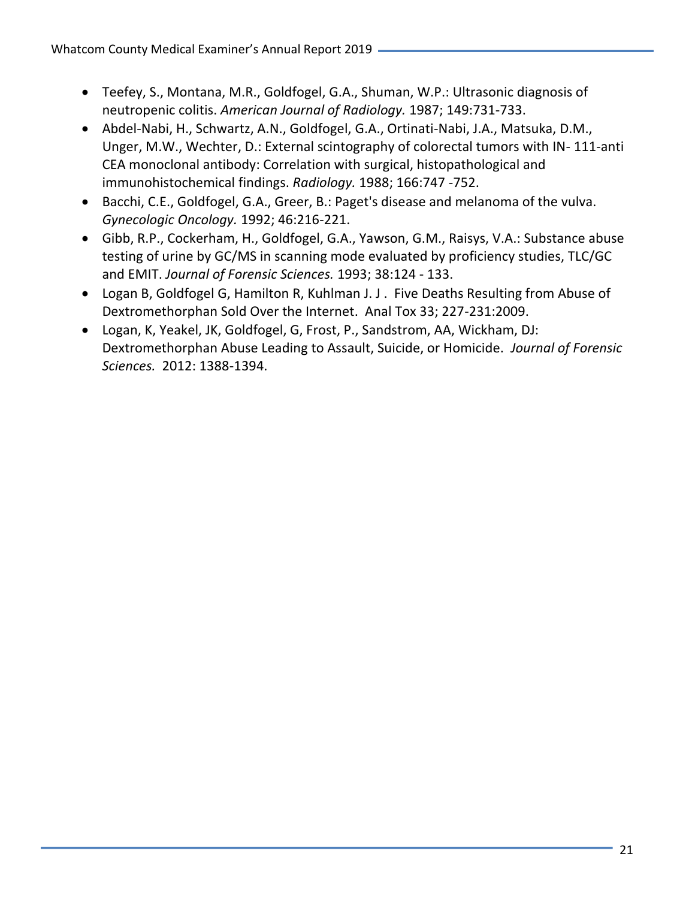- Teefey, S., Montana, M.R., Goldfogel, G.A., Shuman, W.P.: Ultrasonic diagnosis of neutropenic colitis. *American Journal of Radiology.* 1987; 149:731-733.
- Abdel-Nabi, H., Schwartz, A.N., Goldfogel, G.A., Ortinati-Nabi, J.A., Matsuka, D.M., Unger, M.W., Wechter, D.: External scintography of colorectal tumors with IN- 111-anti CEA monoclonal antibody: Correlation with surgical, histopathological and immunohistochemical findings. *Radiology.* 1988; 166:747 -752.
- Bacchi, C.E., Goldfogel, G.A., Greer, B.: Paget's disease and melanoma of the vulva. *Gynecologic Oncology.* 1992; 46:216-221.
- Gibb, R.P., Cockerham, H., Goldfogel, G.A., Yawson, G.M., Raisys, V.A.: Substance abuse testing of urine by GC/MS in scanning mode evaluated by proficiency studies, TLC/GC and EMIT. *Journal of Forensic Sciences.* 1993; 38:124 - 133.
- Logan B, Goldfogel G, Hamilton R, Kuhlman J. J . Five Deaths Resulting from Abuse of Dextromethorphan Sold Over the Internet. Anal Tox 33; 227-231:2009.
- Logan, K, Yeakel, JK, Goldfogel, G, Frost, P., Sandstrom, AA, Wickham, DJ: Dextromethorphan Abuse Leading to Assault, Suicide, or Homicide. *Journal of Forensic Sciences.* 2012: 1388-1394.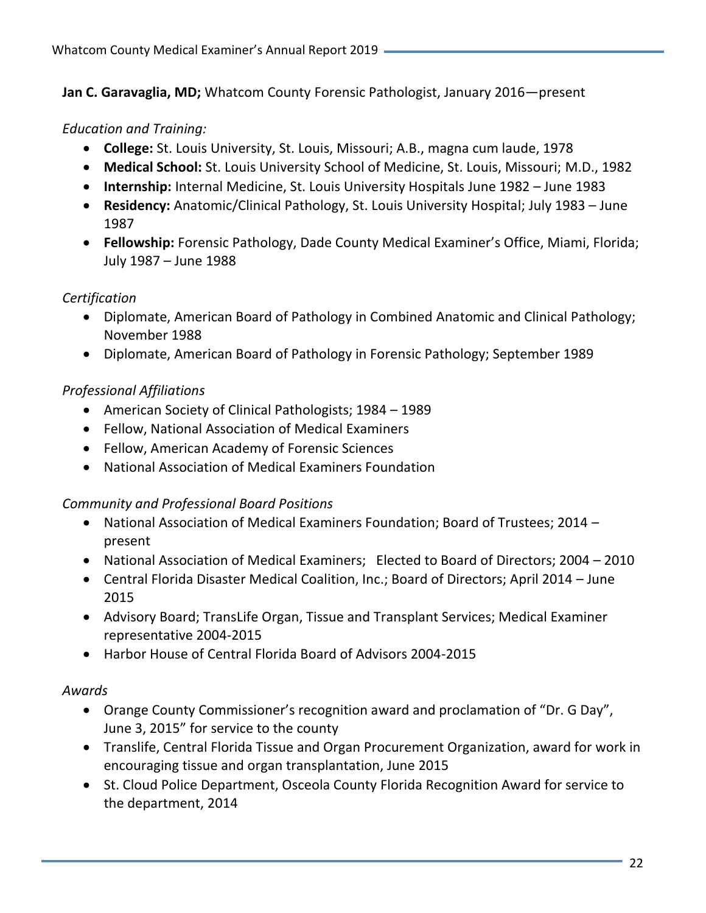**Jan C. Garavaglia, MD;** Whatcom County Forensic Pathologist, January 2016—present

*Education and Training:*

- **College:** St. Louis University, St. Louis, Missouri; A.B., magna cum laude, 1978
- **Medical School:** St. Louis University School of Medicine, St. Louis, Missouri; M.D., 1982
- **Internship:** Internal Medicine, St. Louis University Hospitals June 1982 – June 1983
- **Residency:** Anatomic/Clinical Pathology, St. Louis University Hospital; July 1983 – June 1987
- **Fellowship:** Forensic Pathology, Dade County Medical Examiner's Office, Miami, Florida; July 1987 – June 1988

*Certification*

- Diplomate, American Board of Pathology in Combined Anatomic and Clinical Pathology; November 1988
- Diplomate, American Board of Pathology in Forensic Pathology; September 1989

*Professional Affiliations*

- American Society of Clinical Pathologists; 1984 – 1989
- Fellow, National Association of Medical Examiners
- Fellow, American Academy of Forensic Sciences
- National Association of Medical Examiners Foundation

*Community and Professional Board Positions*

- National Association of Medical Examiners Foundation; Board of Trustees; 2014 – present
- National Association of Medical Examiners; Elected to Board of Directors; 2004 – 2010
- Central Florida Disaster Medical Coalition, Inc.; Board of Directors; April 2014 – June 2015
- Advisory Board; TransLife Organ, Tissue and Transplant Services; Medical Examiner representative 2004-2015
- Harbor House of Central Florida Board of Advisors 2004-2015

*Awards*

- Orange County Commissioner's recognition award and proclamation of "Dr. G Day", June 3, 2015" for service to the county
- Translife, Central Florida Tissue and Organ Procurement Organization, award for work in encouraging tissue and organ transplantation, June 2015
- St. Cloud Police Department, Osceola County Florida Recognition Award for service to the department, 2014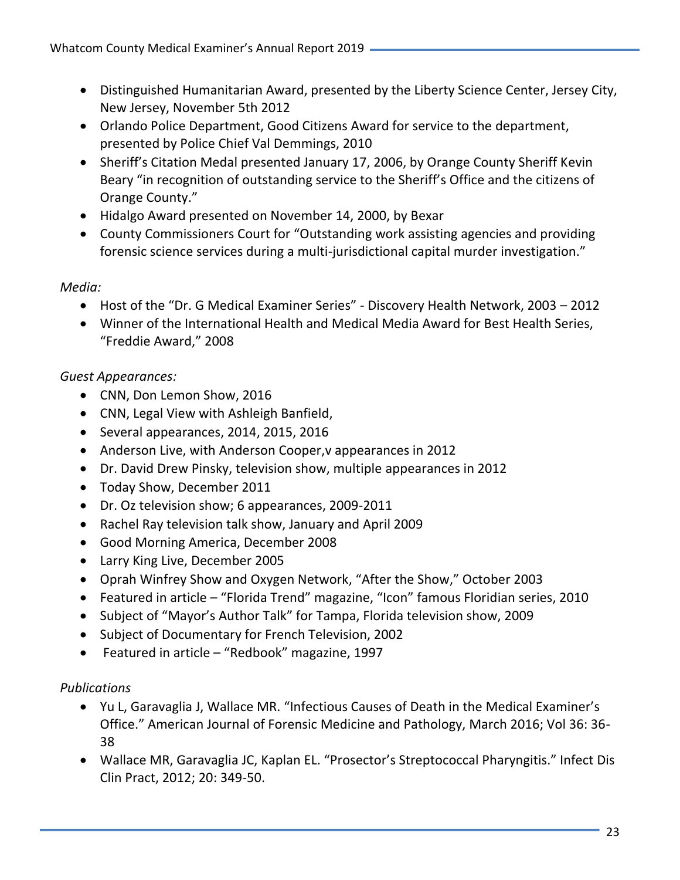- Distinguished Humanitarian Award, presented by the Liberty Science Center, Jersey City, New Jersey, November 5th 2012
- Orlando Police Department, Good Citizens Award for service to the department, presented by Police Chief Val Demmings, 2010
- Sheriff's Citation Medal presented January 17, 2006, by Orange County Sheriff Kevin Beary "in recognition of outstanding service to the Sheriff's Office and the citizens of Orange County."
- Hidalgo Award presented on November 14, 2000, by Bexar
- County Commissioners Court for "Outstanding work assisting agencies and providing forensic science services during a multi-jurisdictional capital murder investigation."

*Media:*

- Host of the "Dr. G Medical Examiner Series" - Discovery Health Network, 2003 – 2012
- Winner of the International Health and Medical Media Award for Best Health Series, "Freddie Award," 2008

*Guest Appearances:*

- CNN, Don Lemon Show, 2016
- CNN, Legal View with Ashleigh Banfield,
- Several appearances, 2014, 2015, 2016
- Anderson Live, with Anderson Cooper,v appearances in 2012
- Dr. David Drew Pinsky, television show, multiple appearances in 2012
- Today Show, December 2011
- Dr. Oz television show; 6 appearances, 2009-2011
- Rachel Ray television talk show, January and April 2009
- Good Morning America, December 2008
- Larry King Live, December 2005
- Oprah Winfrey Show and Oxygen Network, "After the Show," October 2003
- Featured in article – "Florida Trend" magazine, "Icon" famous Floridian series, 2010
- Subject of "Mayor's Author Talk" for Tampa, Florida television show, 2009
- Subject of Documentary for French Television, 2002
- Featured in article – "Redbook" magazine, 1997

*Publications*

- Yu L, Garavaglia J, Wallace MR. "Infectious Causes of Death in the Medical Examiner's Office." American Journal of Forensic Medicine and Pathology, March 2016; Vol 36: 36-38
- Wallace MR, Garavaglia JC, Kaplan EL. "Prosector's Streptococcal Pharyngitis." Infect Dis Clin Pract, 2012; 20: 349-50.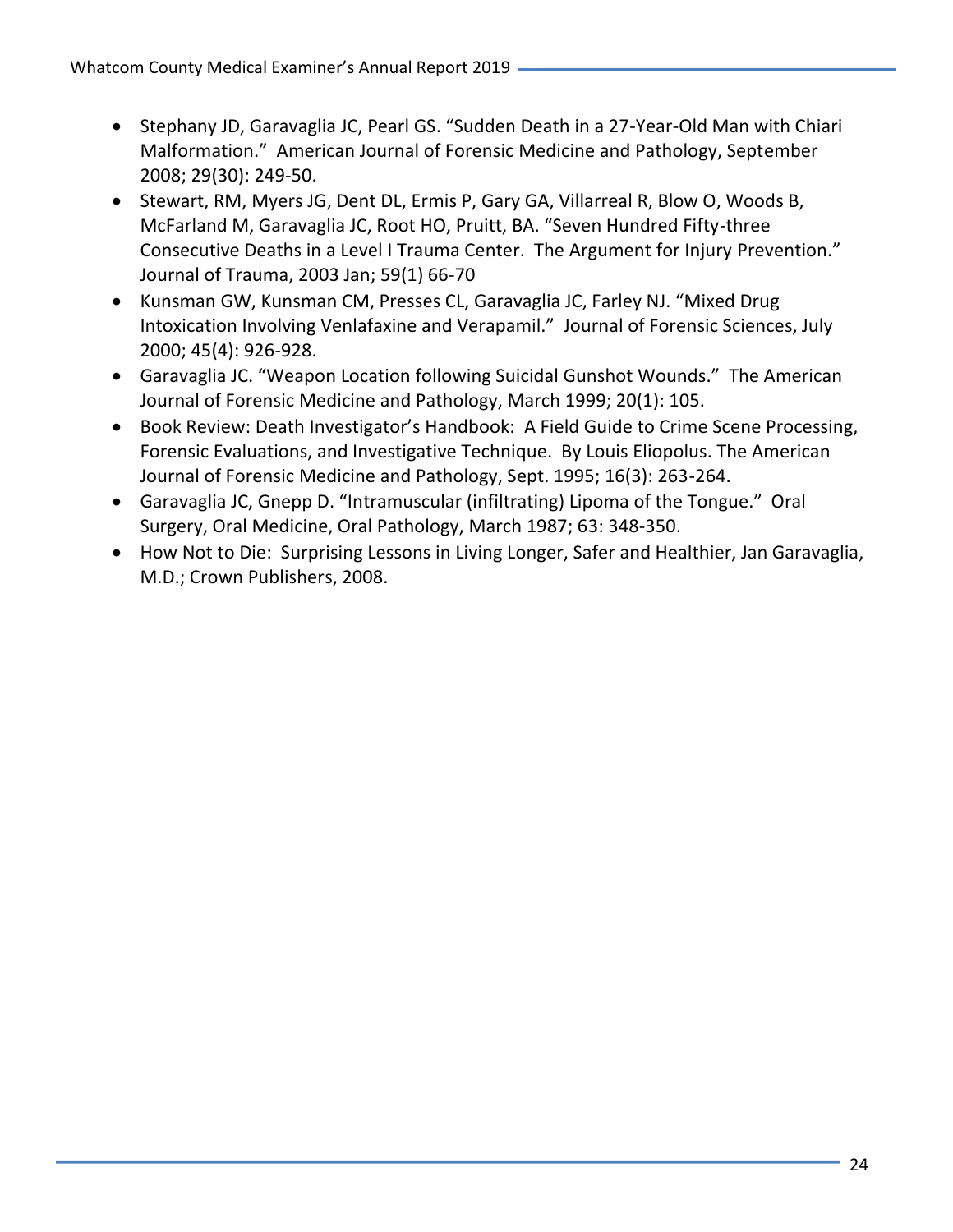- Stephany JD, Garavaglia JC, Pearl GS. “Sudden Death in a 27-Year-Old Man with Chiari Malformation.” American Journal of Forensic Medicine and Pathology, September 2008; 29(30): 249-50.
- Stewart, RM, Myers JG, Dent DL, Ermis P, Gary GA, Villarreal R, Blow O, Woods B, McFarland M, Garavaglia JC, Root HO, Pruitt, BA. “Seven Hundred Fifty-three Consecutive Deaths in a Level I Trauma Center. The Argument for Injury Prevention.” Journal of Trauma, 2003 Jan; 59(1) 66-70
- Kunsman GW, Kunsman CM, Presses CL, Garavaglia JC, Farley NJ. “Mixed Drug Intoxication Involving Venlafaxine and Verapamil.” Journal of Forensic Sciences, July 2000; 45(4): 926-928.
- Garavaglia JC. “Weapon Location following Suicidal Gunshot Wounds.” The American Journal of Forensic Medicine and Pathology, March 1999; 20(1): 105.
- Book Review: Death Investigator’s Handbook: A Field Guide to Crime Scene Processing, Forensic Evaluations, and Investigative Technique. By Louis Eliopolus. The American Journal of Forensic Medicine and Pathology, Sept. 1995; 16(3): 263-264.
- Garavaglia JC, Gnepp D. “Intramuscular (infiltrating) Lipoma of the Tongue.” Oral Surgery, Oral Medicine, Oral Pathology, March 1987; 63: 348-350.
- How Not to Die: Surprising Lessons in Living Longer, Safer and Healthier, Jan Garavaglia, M.D.; Crown Publishers, 2008.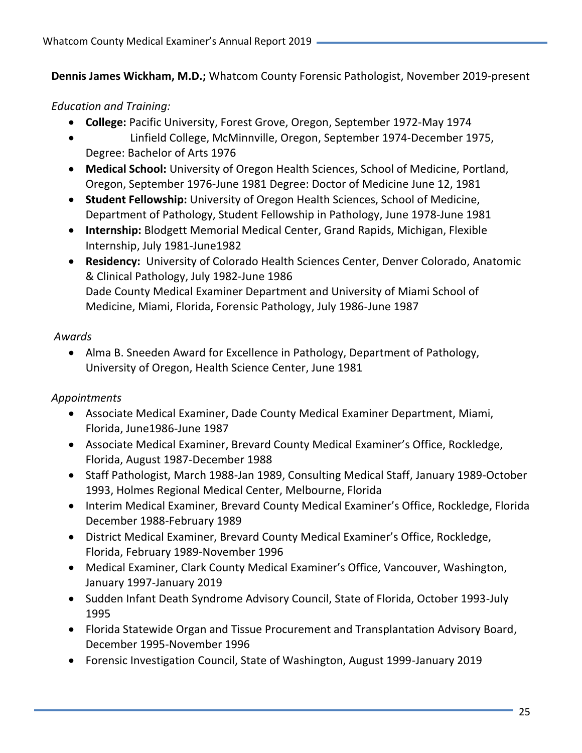**Dennis James Wickham, M.D.;** Whatcom County Forensic Pathologist, November 2019-present

*Education and Training:*

- **College:** Pacific University, Forest Grove, Oregon, September 1972-May 1974
- Linfield College, McMinnville, Oregon, September 1974-December 1975, Degree: Bachelor of Arts 1976
- **Medical School:** University of Oregon Health Sciences, School of Medicine, Portland, Oregon, September 1976-June 1981 Degree: Doctor of Medicine June 12, 1981
- **Student Fellowship:** University of Oregon Health Sciences, School of Medicine, Department of Pathology, Student Fellowship in Pathology, June 1978-June 1981
- **Internship:** Blodgett Memorial Medical Center, Grand Rapids, Michigan, Flexible Internship, July 1981-June1982
- **Residency:** University of Colorado Health Sciences Center, Denver Colorado, Anatomic & Clinical Pathology, July 1982-June 1986
  Dade County Medical Examiner Department and University of Miami School of Medicine, Miami, Florida, Forensic Pathology, July 1986-June 1987

*Awards*

- Alma B. Sneeden Award for Excellence in Pathology, Department of Pathology, University of Oregon, Health Science Center, June 1981

*Appointments*

- Associate Medical Examiner, Dade County Medical Examiner Department, Miami, Florida, June1986-June 1987
- Associate Medical Examiner, Brevard County Medical Examiner's Office, Rockledge, Florida, August 1987-December 1988
- Staff Pathologist, March 1988-Jan 1989, Consulting Medical Staff, January 1989-October 1993, Holmes Regional Medical Center, Melbourne, Florida
- Interim Medical Examiner, Brevard County Medical Examiner's Office, Rockledge, Florida December 1988-February 1989
- District Medical Examiner, Brevard County Medical Examiner's Office, Rockledge, Florida, February 1989-November 1996
- Medical Examiner, Clark County Medical Examiner's Office, Vancouver, Washington, January 1997-January 2019
- Sudden Infant Death Syndrome Advisory Council, State of Florida, October 1993-July 1995
- Florida Statewide Organ and Tissue Procurement and Transplantation Advisory Board, December 1995-November 1996
- Forensic Investigation Council, State of Washington, August 1999-January 2019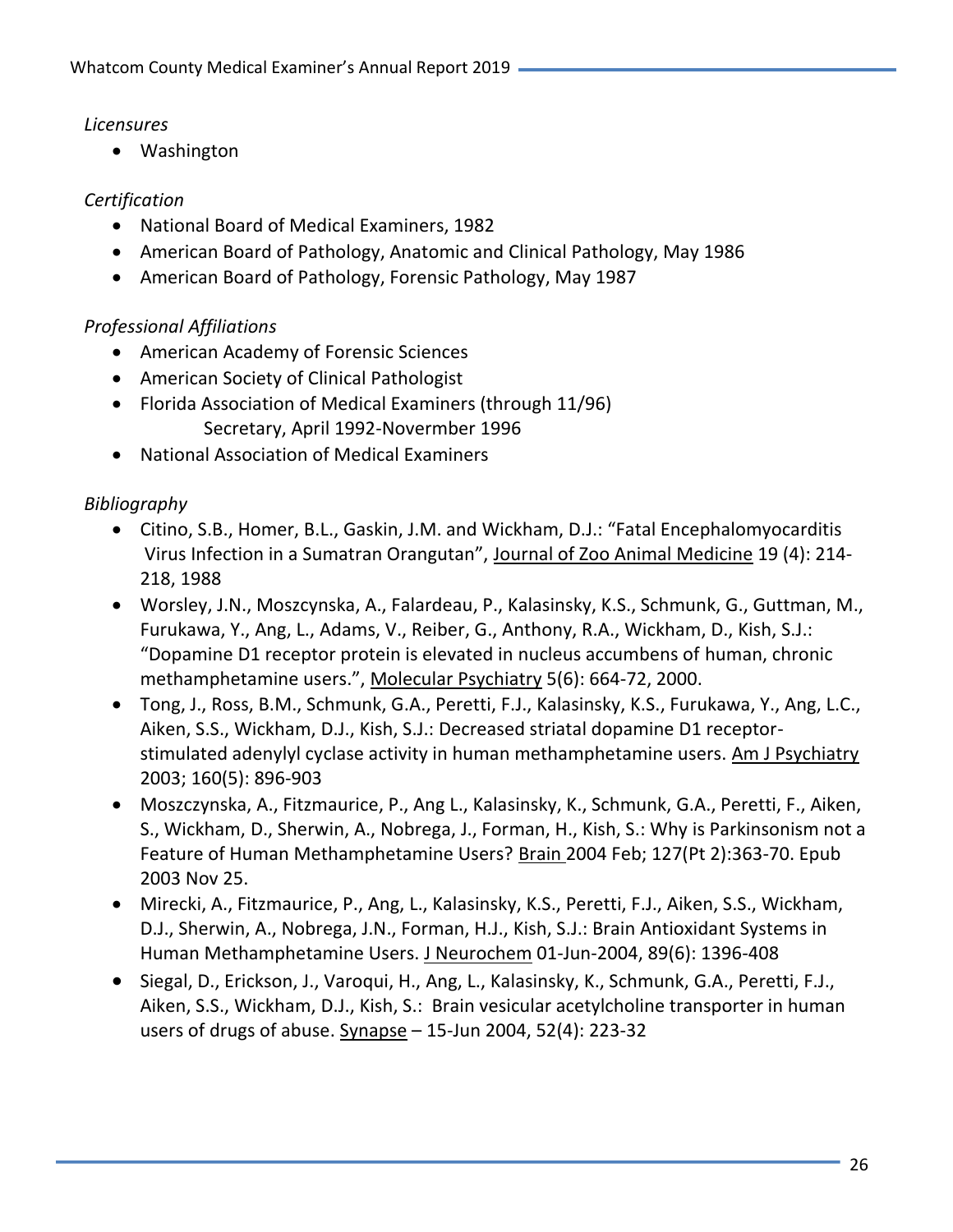*Licensures*

- Washington

*Certification*

- National Board of Medical Examiners, 1982
- American Board of Pathology, Anatomic and Clinical Pathology, May 1986
- American Board of Pathology, Forensic Pathology, May 1987

*Professional Affiliations*

- American Academy of Forensic Sciences
- American Society of Clinical Pathologist
- Florida Association of Medical Examiners (through 11/96)
  Secretary, April 1992-Novermber 1996
- National Association of Medical Examiners

*Bibliography*

- Citino, S.B., Homer, B.L., Gaskin, J.M. and Wickham, D.J.: "Fatal Encephalomyocarditis Virus Infection in a Sumatran Orangutan", Journal of Zoo Animal Medicine 19 (4): 214-218, 1988
- Worsley, J.N., Moszcynska, A., Falardeau, P., Kalasinsky, K.S., Schmunk, G., Guttman, M., Furukawa, Y., Ang, L., Adams, V., Reiber, G., Anthony, R.A., Wickham, D., Kish, S.J.: "Dopamine D1 receptor protein is elevated in nucleus accumbens of human, chronic methamphetamine users.", Molecular Psychiatry 5(6): 664-72, 2000.
- Tong, J., Ross, B.M., Schmunk, G.A., Peretti, F.J., Kalasinsky, K.S., Furukawa, Y., Ang, L.C., Aiken, S.S., Wickham, D.J., Kish, S.J.: Decreased striatal dopamine D1 receptor-stimulated adenylyl cyclase activity in human methamphetamine users. Am J Psychiatry 2003; 160(5): 896-903
- Moszczynska, A., Fitzmaurice, P., Ang L., Kalasinsky, K., Schmunk, G.A., Peretti, F., Aiken, S., Wickham, D., Sherwin, A., Nobrega, J., Forman, H., Kish, S.: Why is Parkinsonism not a Feature of Human Methamphetamine Users? Brain 2004 Feb; 127(Pt 2):363-70. Epub 2003 Nov 25.
- Mirecki, A., Fitzmaurice, P., Ang, L., Kalasinsky, K.S., Peretti, F.J., Aiken, S.S., Wickham, D.J., Sherwin, A., Nobrega, J.N., Forman, H.J., Kish, S.J.: Brain Antioxidant Systems in Human Methamphetamine Users. J Neurochem 01-Jun-2004, 89(6): 1396-408
- Siegal, D., Erickson, J., Varoqui, H., Ang, L., Kalasinsky, K., Schmunk, G.A., Peretti, F.J., Aiken, S.S., Wickham, D.J., Kish, S.: Brain vesicular acetylcholine transporter in human users of drugs of abuse. Synapse – 15-Jun 2004, 52(4): 223-32